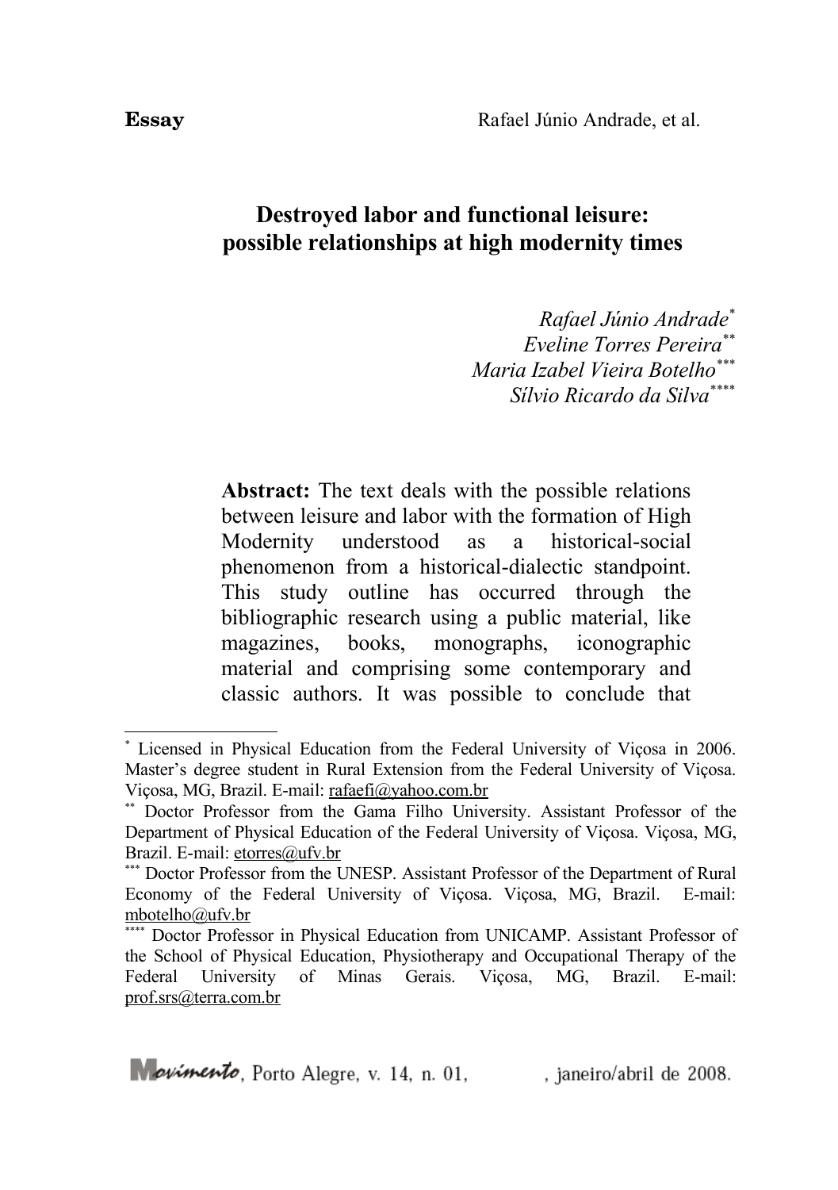# Destroyed labor and functional leisure: possible relationships at high modernity times

*Rafael Júnio Andrade*[*]
*Eveline Torres Pereira*[**]
*Maria Izabel Vieira Botelho*[***]
*Sílvio Ricardo da Silva*[****]

**Abstract:** The text deals with the possible relations between leisure and labor with the formation of High Modernity understood as a historical-social phenomenon from a historical-dialectic standpoint. This study outline has occurred through the bibliographic research using a public material, like magazines, books, monographs, iconographic material and comprising some contemporary and classic authors. It was possible to conclude that

---

[*] Licensed in Physical Education from the Federal University of Viçosa in 2006. Master's degree student in Rural Extension from the Federal University of Viçosa. Viçosa, MG, Brazil. E-mail: rafaefi@yahoo.com.br

[**] Doctor Professor from the Gama Filho University. Assistant Professor of the Department of Physical Education of the Federal University of Viçosa. Viçosa, MG, Brazil. E-mail: etorres@ufv.br

[***] Doctor Professor from the UNESP. Assistant Professor of the Department of Rural Economy of the Federal University of Viçosa. Viçosa, MG, Brazil. E-mail: mbotelho@ufv.br

[****] Doctor Professor in Physical Education from UNICAMP. Assistant Professor of the School of Physical Education, Physiotherapy and Occupational Therapy of the Federal University of Minas Gerais. Viçosa, MG, Brazil. E-mail: prof.srs@terra.com.br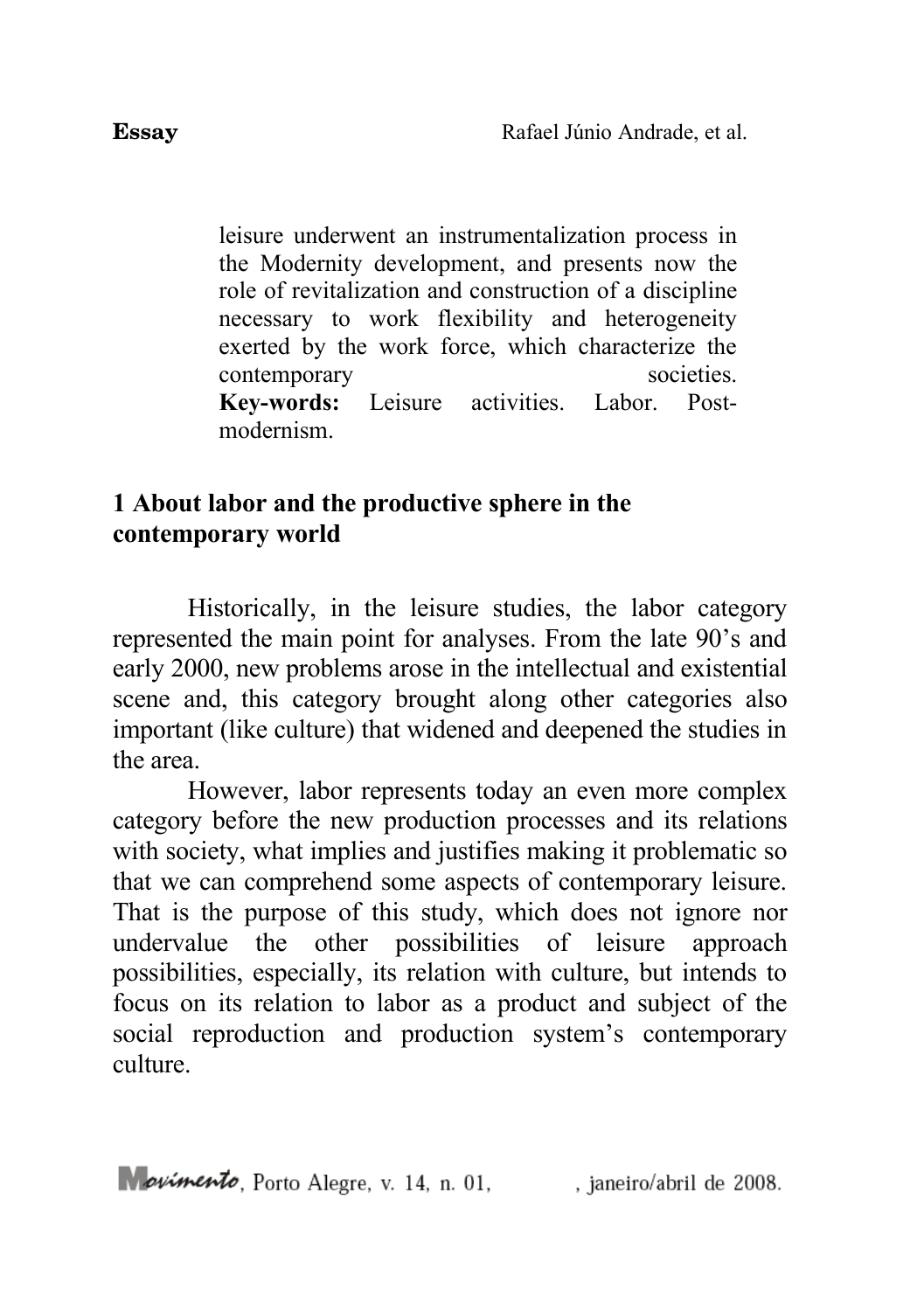leisure underwent an instrumentalization process in the Modernity development, and presents now the role of revitalization and construction of a discipline necessary to work flexibility and heterogeneity exerted by the work force, which characterize the contemporary societies.
**Key-words:** Leisure activities. Labor. Post-modernism.

## 1 About labor and the productive sphere in the contemporary world

Historically, in the leisure studies, the labor category represented the main point for analyses. From the late 90's and early 2000, new problems arose in the intellectual and existential scene and, this category brought along other categories also important (like culture) that widened and deepened the studies in the area.

However, labor represents today an even more complex category before the new production processes and its relations with society, what implies and justifies making it problematic so that we can comprehend some aspects of contemporary leisure. That is the purpose of this study, which does not ignore nor undervalue the other possibilities of leisure approach possibilities, especially, its relation with culture, but intends to focus on its relation to labor as a product and subject of the social reproduction and production system's contemporary culture.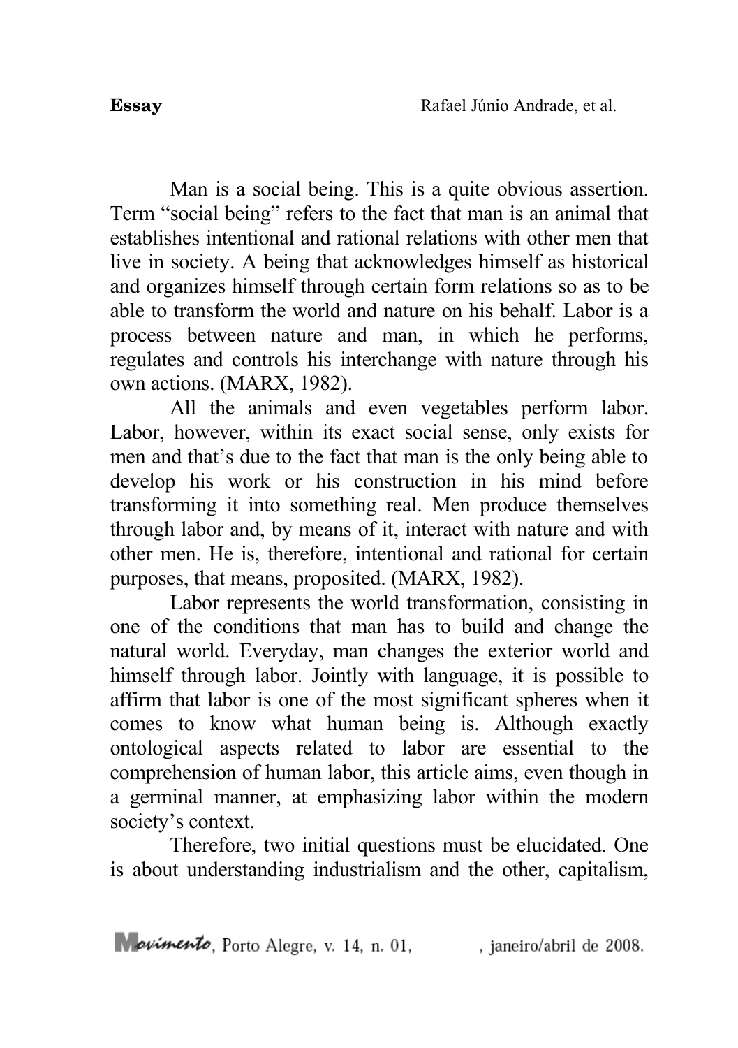Man is a social being. This is a quite obvious assertion. Term "social being" refers to the fact that man is an animal that establishes intentional and rational relations with other men that live in society. A being that acknowledges himself as historical and organizes himself through certain form relations so as to be able to transform the world and nature on his behalf. Labor is a process between nature and man, in which he performs, regulates and controls his interchange with nature through his own actions. (MARX, 1982).

All the animals and even vegetables perform labor. Labor, however, within its exact social sense, only exists for men and that's due to the fact that man is the only being able to develop his work or his construction in his mind before transforming it into something real. Men produce themselves through labor and, by means of it, interact with nature and with other men. He is, therefore, intentional and rational for certain purposes, that means, proposited. (MARX, 1982).

Labor represents the world transformation, consisting in one of the conditions that man has to build and change the natural world. Everyday, man changes the exterior world and himself through labor. Jointly with language, it is possible to affirm that labor is one of the most significant spheres when it comes to know what human being is. Although exactly ontological aspects related to labor are essential to the comprehension of human labor, this article aims, even though in a germinal manner, at emphasizing labor within the modern society's context.

Therefore, two initial questions must be elucidated. One is about understanding industrialism and the other, capitalism,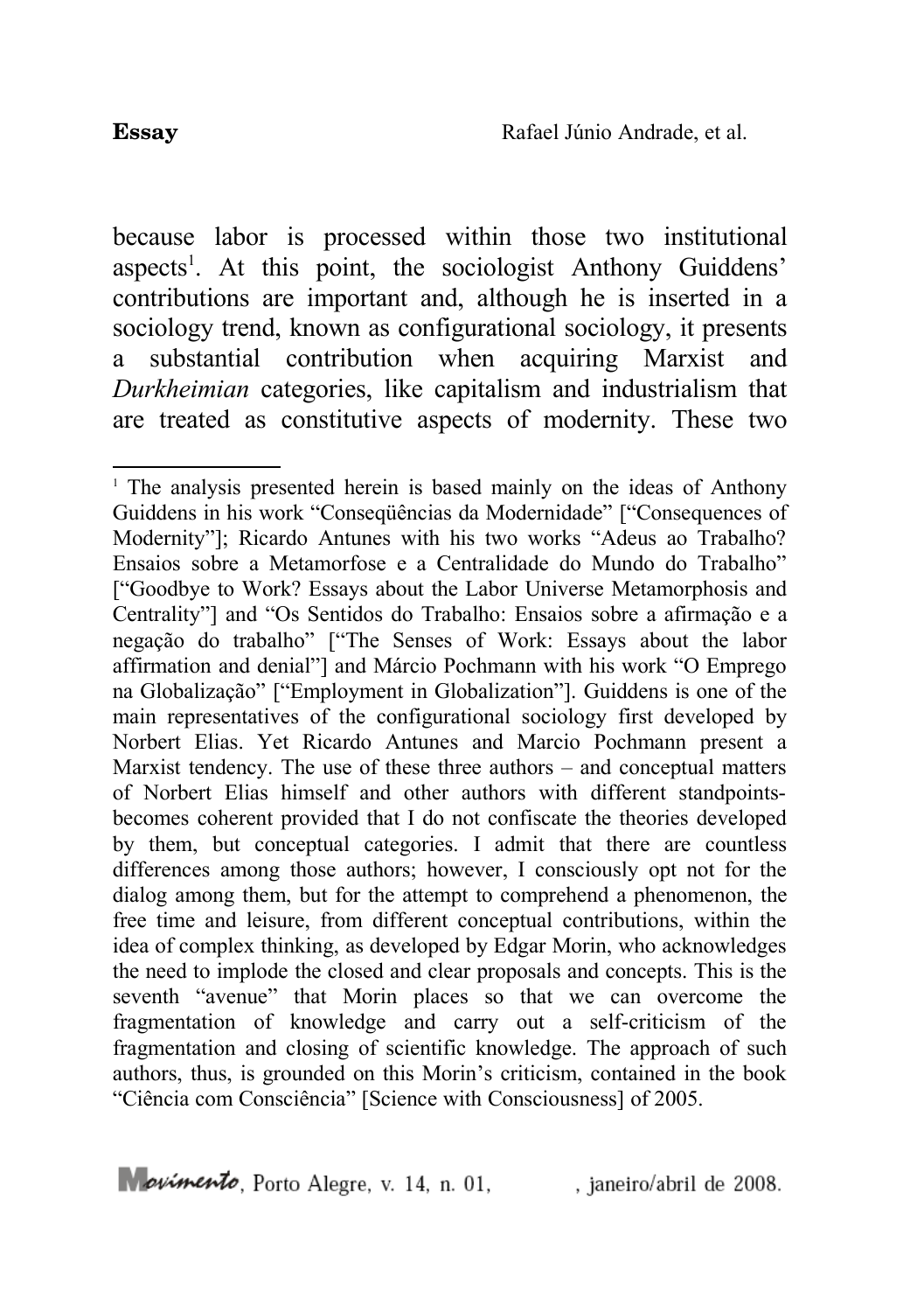because labor is processed within those two institutional aspects[1]. At this point, the sociologist Anthony Guiddens' contributions are important and, although he is inserted in a sociology trend, known as configurational sociology, it presents a substantial contribution when acquiring Marxist and *Durkheimian* categories, like capitalism and industrialism that are treated as constitutive aspects of modernity. These two

---

[1] The analysis presented herein is based mainly on the ideas of Anthony Guiddens in his work "Conseqüências da Modernidade" ["Consequences of Modernity"]; Ricardo Antunes with his two works "Adeus ao Trabalho? Ensaios sobre a Metamorfose e a Centralidade do Mundo do Trabalho" ["Goodbye to Work? Essays about the Labor Universe Metamorphosis and Centrality"] and "Os Sentidos do Trabalho: Ensaios sobre a afirmação e a negação do trabalho" ["The Senses of Work: Essays about the labor affirmation and denial"] and Márcio Pochmann with his work "O Emprego na Globalização" ["Employment in Globalization"]. Guiddens is one of the main representatives of the configurational sociology first developed by Norbert Elias. Yet Ricardo Antunes and Marcio Pochmann present a Marxist tendency. The use of these three authors – and conceptual matters of Norbert Elias himself and other authors with different standpoints- becomes coherent provided that I do not confiscate the theories developed by them, but conceptual categories. I admit that there are countless differences among those authors; however, I consciously opt not for the dialog among them, but for the attempt to comprehend a phenomenon, the free time and leisure, from different conceptual contributions, within the idea of complex thinking, as developed by Edgar Morin, who acknowledges the need to implode the closed and clear proposals and concepts. This is the seventh "avenue" that Morin places so that we can overcome the fragmentation of knowledge and carry out a self-criticism of the fragmentation and closing of scientific knowledge. The approach of such authors, thus, is grounded on this Morin's criticism, contained in the book "Ciência com Consciência" [Science with Consciousness] of 2005.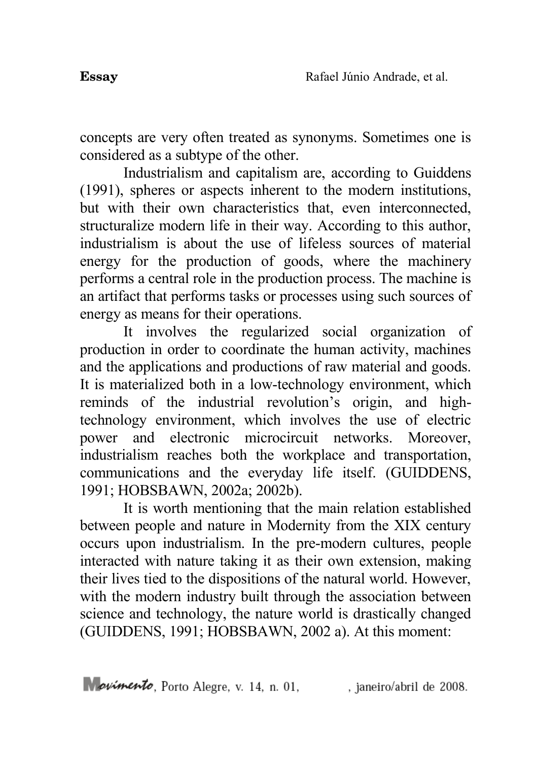concepts are very often treated as synonyms. Sometimes one is considered as a subtype of the other.

Industrialism and capitalism are, according to Guiddens (1991), spheres or aspects inherent to the modern institutions, but with their own characteristics that, even interconnected, structuralize modern life in their way. According to this author, industrialism is about the use of lifeless sources of material energy for the production of goods, where the machinery performs a central role in the production process. The machine is an artifact that performs tasks or processes using such sources of energy as means for their operations.

It involves the regularized social organization of production in order to coordinate the human activity, machines and the applications and productions of raw material and goods. It is materialized both in a low-technology environment, which reminds of the industrial revolution's origin, and high-technology environment, which involves the use of electric power and electronic microcircuit networks. Moreover, industrialism reaches both the workplace and transportation, communications and the everyday life itself. (GUIDDENS, 1991; HOBSBAWN, 2002a; 2002b).

It is worth mentioning that the main relation established between people and nature in Modernity from the XIX century occurs upon industrialism. In the pre-modern cultures, people interacted with nature taking it as their own extension, making their lives tied to the dispositions of the natural world. However, with the modern industry built through the association between science and technology, the nature world is drastically changed (GUIDDENS, 1991; HOBSBAWN, 2002 a). At this moment: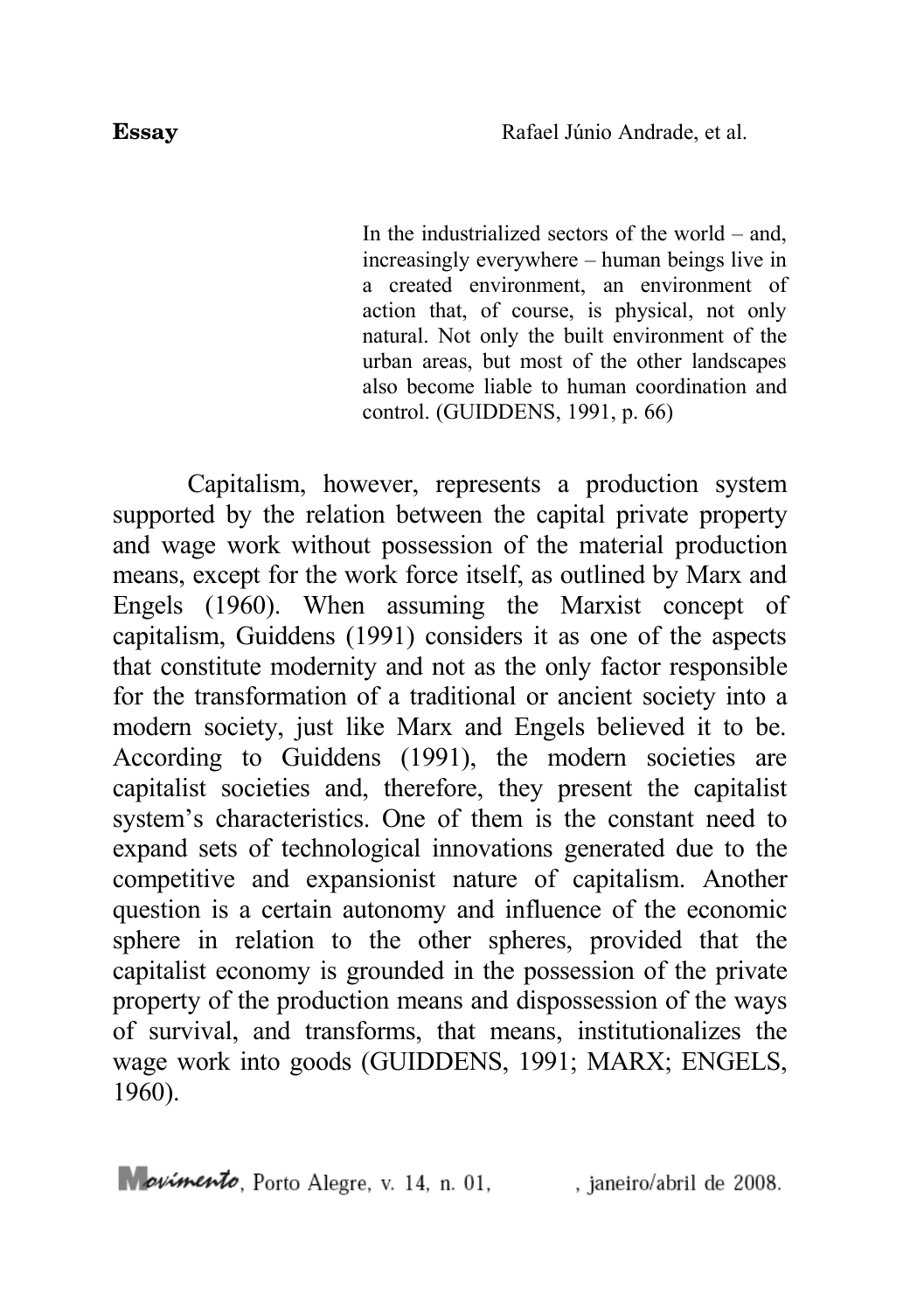> In the industrialized sectors of the world – and, increasingly everywhere – human beings live in a created environment, an environment of action that, of course, is physical, not only natural. Not only the built environment of the urban areas, but most of the other landscapes also become liable to human coordination and control. (GUIDDENS, 1991, p. 66)

Capitalism, however, represents a production system supported by the relation between the capital private property and wage work without possession of the material production means, except for the work force itself, as outlined by Marx and Engels (1960). When assuming the Marxist concept of capitalism, Guiddens (1991) considers it as one of the aspects that constitute modernity and not as the only factor responsible for the transformation of a traditional or ancient society into a modern society, just like Marx and Engels believed it to be. According to Guiddens (1991), the modern societies are capitalist societies and, therefore, they present the capitalist system's characteristics. One of them is the constant need to expand sets of technological innovations generated due to the competitive and expansionist nature of capitalism. Another question is a certain autonomy and influence of the economic sphere in relation to the other spheres, provided that the capitalist economy is grounded in the possession of the private property of the production means and dispossession of the ways of survival, and transforms, that means, institutionalizes the wage work into goods (GUIDDENS, 1991; MARX; ENGELS, 1960).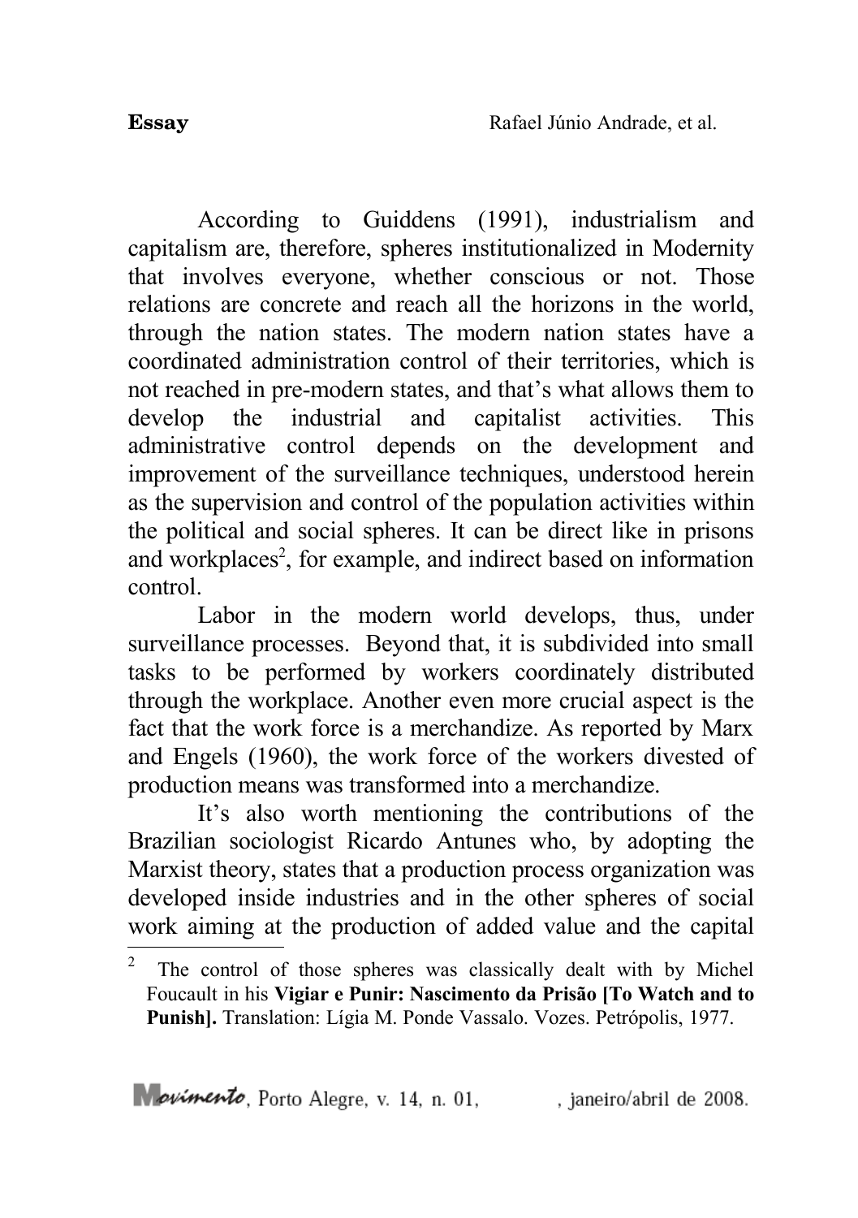According to Guiddens (1991), industrialism and capitalism are, therefore, spheres institutionalized in Modernity that involves everyone, whether conscious or not. Those relations are concrete and reach all the horizons in the world, through the nation states. The modern nation states have a coordinated administration control of their territories, which is not reached in pre-modern states, and that's what allows them to develop the industrial and capitalist activities. This administrative control depends on the development and improvement of the surveillance techniques, understood herein as the supervision and control of the population activities within the political and social spheres. It can be direct like in prisons and workplaces[2], for example, and indirect based on information control.

Labor in the modern world develops, thus, under surveillance processes. Beyond that, it is subdivided into small tasks to be performed by workers coordinately distributed through the workplace. Another even more crucial aspect is the fact that the work force is a merchandize. As reported by Marx and Engels (1960), the work force of the workers divested of production means was transformed into a merchandize.

It's also worth mentioning the contributions of the Brazilian sociologist Ricardo Antunes who, by adopting the Marxist theory, states that a production process organization was developed inside industries and in the other spheres of social work aiming at the production of added value and the capital

---

[2] The control of those spheres was classically dealt with by Michel Foucault in his **Vigiar e Punir: Nascimento da Prisão [To Watch and to Punish].** Translation: Lígia M. Ponde Vassalo. Vozes. Petrópolis, 1977.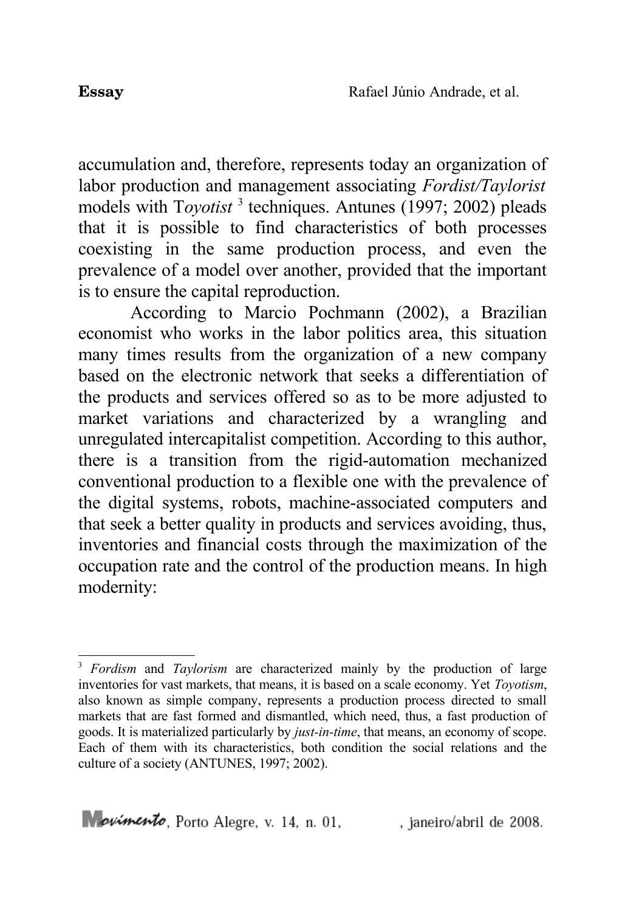accumulation and, therefore, represents today an organization of labor production and management associating *Fordist/Taylorist* models with T*oyotist* [3] techniques. Antunes (1997; 2002) pleads that it is possible to find characteristics of both processes coexisting in the same production process, and even the prevalence of a model over another, provided that the important is to ensure the capital reproduction.

According to Marcio Pochmann (2002), a Brazilian economist who works in the labor politics area, this situation many times results from the organization of a new company based on the electronic network that seeks a differentiation of the products and services offered so as to be more adjusted to market variations and characterized by a wrangling and unregulated intercapitalist competition. According to this author, there is a transition from the rigid-automation mechanized conventional production to a flexible one with the prevalence of the digital systems, robots, machine-associated computers and that seek a better quality in products and services avoiding, thus, inventories and financial costs through the maximization of the occupation rate and the control of the production means. In high modernity:

---

[3] *Fordism* and *Taylorism* are characterized mainly by the production of large inventories for vast markets, that means, it is based on a scale economy. Yet *Toyotism*, also known as simple company, represents a production process directed to small markets that are fast formed and dismantled, which need, thus, a fast production of goods. It is materialized particularly by *just-in-time*, that means, an economy of scope. Each of them with its characteristics, both condition the social relations and the culture of a society (ANTUNES, 1997; 2002).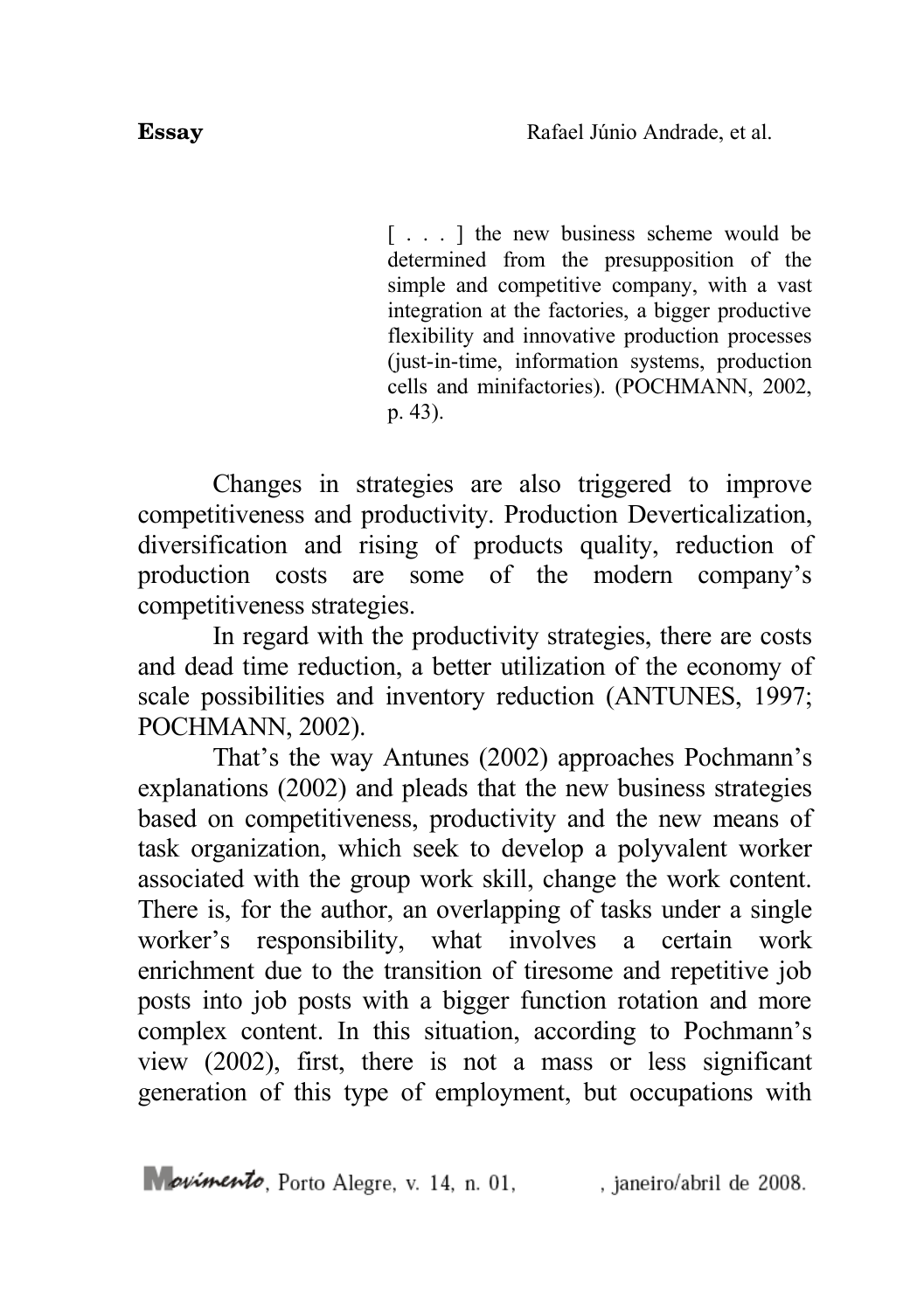> [ . . . ] the new business scheme would be determined from the presupposition of the simple and competitive company, with a vast integration at the factories, a bigger productive flexibility and innovative production processes (just-in-time, information systems, production cells and minifactories). (POCHMANN, 2002, p. 43).

Changes in strategies are also triggered to improve competitiveness and productivity. Production Deverticalization, diversification and rising of products quality, reduction of production costs are some of the modern company's competitiveness strategies.

In regard with the productivity strategies, there are costs and dead time reduction, a better utilization of the economy of scale possibilities and inventory reduction (ANTUNES, 1997; POCHMANN, 2002).

That's the way Antunes (2002) approaches Pochmann's explanations (2002) and pleads that the new business strategies based on competitiveness, productivity and the new means of task organization, which seek to develop a polyvalent worker associated with the group work skill, change the work content. There is, for the author, an overlapping of tasks under a single worker's responsibility, what involves a certain work enrichment due to the transition of tiresome and repetitive job posts into job posts with a bigger function rotation and more complex content. In this situation, according to Pochmann's view (2002), first, there is not a mass or less significant generation of this type of employment, but occupations with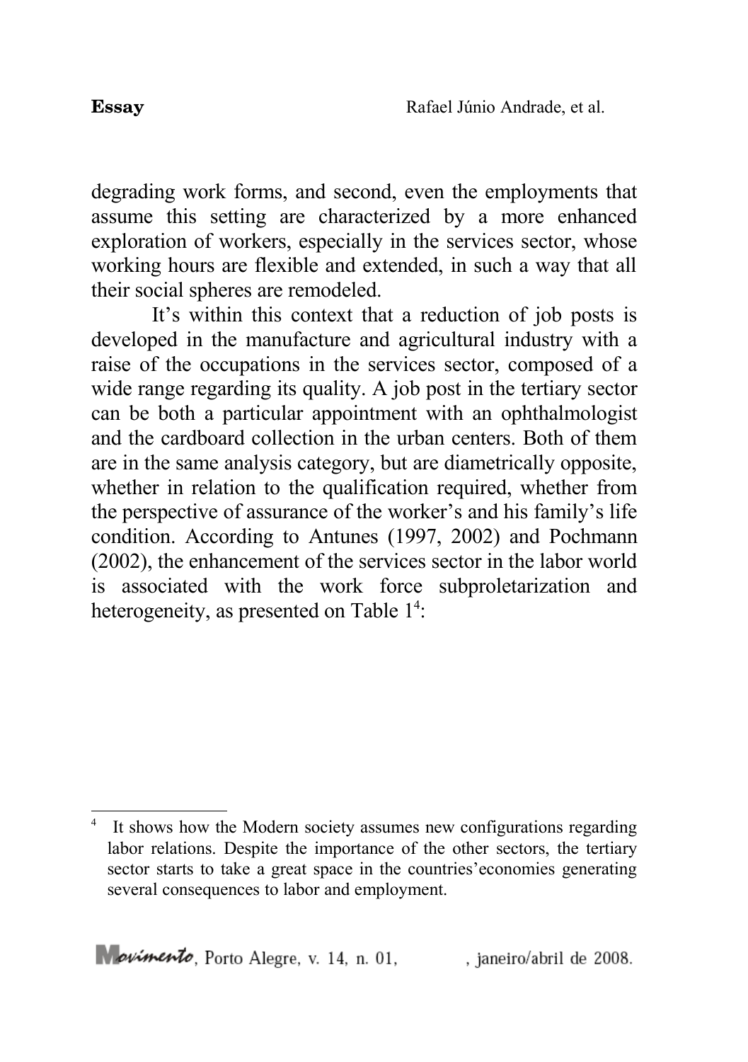degrading work forms, and second, even the employments that assume this setting are characterized by a more enhanced exploration of workers, especially in the services sector, whose working hours are flexible and extended, in such a way that all their social spheres are remodeled.

It's within this context that a reduction of job posts is developed in the manufacture and agricultural industry with a raise of the occupations in the services sector, composed of a wide range regarding its quality. A job post in the tertiary sector can be both a particular appointment with an ophthalmologist and the cardboard collection in the urban centers. Both of them are in the same analysis category, but are diametrically opposite, whether in relation to the qualification required, whether from the perspective of assurance of the worker's and his family's life condition. According to Antunes (1997, 2002) and Pochmann (2002), the enhancement of the services sector in the labor world is associated with the work force subproletarization and heterogeneity, as presented on Table 1[4]:

---

[4] It shows how the Modern society assumes new configurations regarding labor relations. Despite the importance of the other sectors, the tertiary sector starts to take a great space in the countries'economies generating several consequences to labor and employment.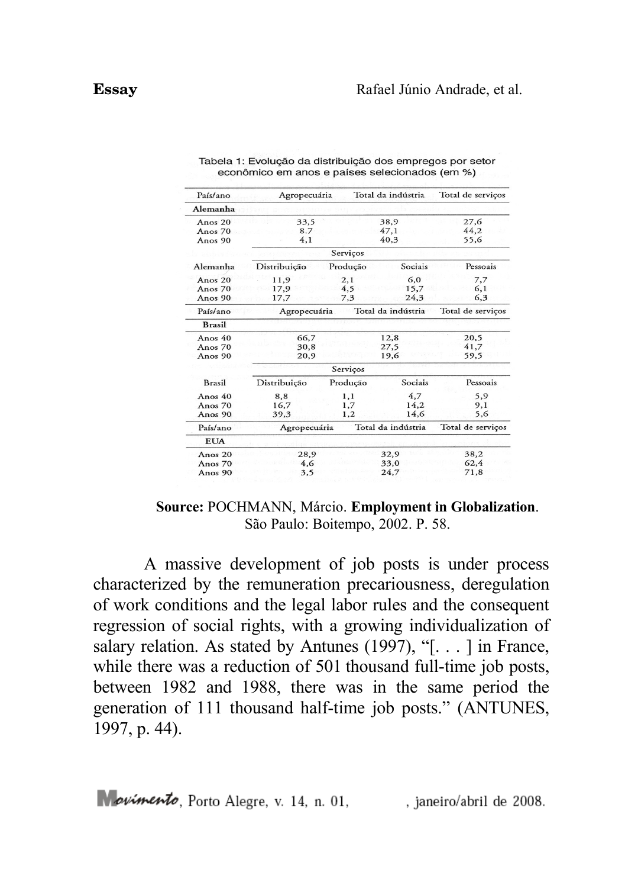Tabela 1: Evolução da distribuição dos empregos por setor econômico em anos e países selecionados (em %)

| País/ano | Agropecuária | Total da indústria | Total de serviços |
|---|---|---|---|
| **Alemanha** | | | |
| Anos 20 | 33,5 | 38,9 | 27,6 |
| Anos 70 | 8.7 | 47,1 | 44,2 |
| Anos 90 | 4,1 | 40,3 | 55,6 |

| | Serviços | | | |
|---|---|---|---|---|
| Alemanha | Distribuição | Produção | Sociais | Pessoais |
| Anos 20 | 11,9 | 2,1 | 6,0 | 7,7 |
| Anos 70 | 17,9 | 4,5 | 15,7 | 6,1 |
| Anos 90 | 17,7 | 7,3 | 24,3 | 6,3 |

| País/ano | Agropecuária | Total da indústria | Total de serviços |
|---|---|---|---|
| **Brasil** | | | |
| Anos 40 | 66,7 | 12,8 | 20,5 |
| Anos 70 | 30,8 | 27,5 | 41,7 |
| Anos 90 | 20,9 | 19,6 | 59,5 |

| | Serviços | | | |
|---|---|---|---|---|
| Brasil | Distribuição | Produção | Sociais | Pessoais |
| Anos 40 | 8,8 | 1,1 | 4,7 | 5,9 |
| Anos 70 | 16,7 | 1,7 | 14,2 | 9,1 |
| Anos 90 | 39,3 | 1,2 | 14,6 | 5,6 |

| País/ano | Agropecuária | Total da indústria | Total de serviços |
|---|---|---|---|
| **EUA** | | | |
| Anos 20 | 28,9 | 32,9 | 38,2 |
| Anos 70 | 4,6 | 33,0 | 62,4 |
| Anos 90 | 3,5 | 24,7 | 71,8 |

**Source:** POCHMANN, Márcio. **Employment in Globalization**. São Paulo: Boitempo, 2002. P. 58.

A massive development of job posts is under process characterized by the remuneration precariousness, deregulation of work conditions and the legal labor rules and the consequent regression of social rights, with a growing individualization of salary relation. As stated by Antunes (1997), "[. . . ] in France, while there was a reduction of 501 thousand full-time job posts, between 1982 and 1988, there was in the same period the generation of 111 thousand half-time job posts." (ANTUNES, 1997, p. 44).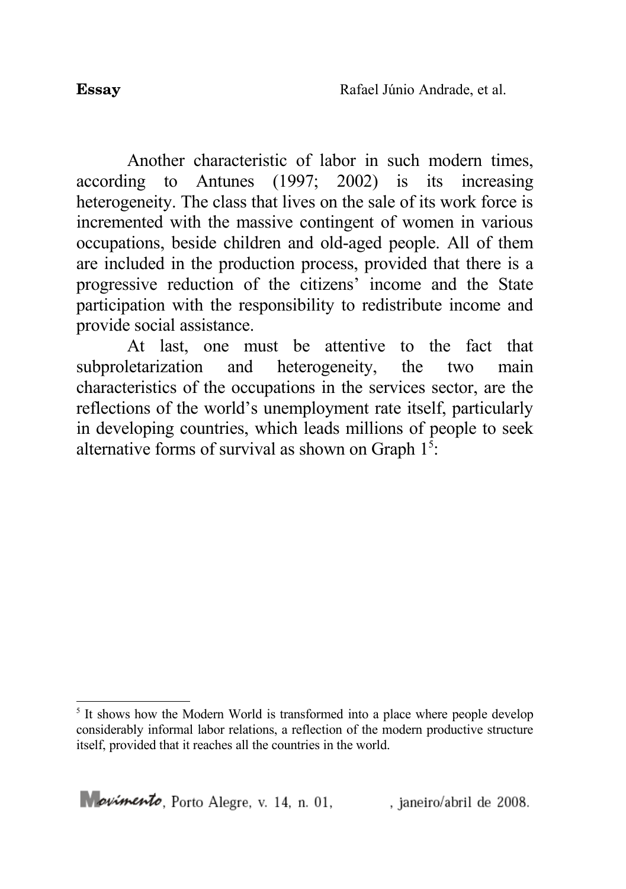Another characteristic of labor in such modern times, according to Antunes (1997; 2002) is its increasing heterogeneity. The class that lives on the sale of its work force is incremented with the massive contingent of women in various occupations, beside children and old-aged people. All of them are included in the production process, provided that there is a progressive reduction of the citizens' income and the State participation with the responsibility to redistribute income and provide social assistance.

At last, one must be attentive to the fact that subproletarization and heterogeneity, the two main characteristics of the occupations in the services sector, are the reflections of the world's unemployment rate itself, particularly in developing countries, which leads millions of people to seek alternative forms of survival as shown on Graph 1[5]:

[5] It shows how the Modern World is transformed into a place where people develop considerably informal labor relations, a reflection of the modern productive structure itself, provided that it reaches all the countries in the world.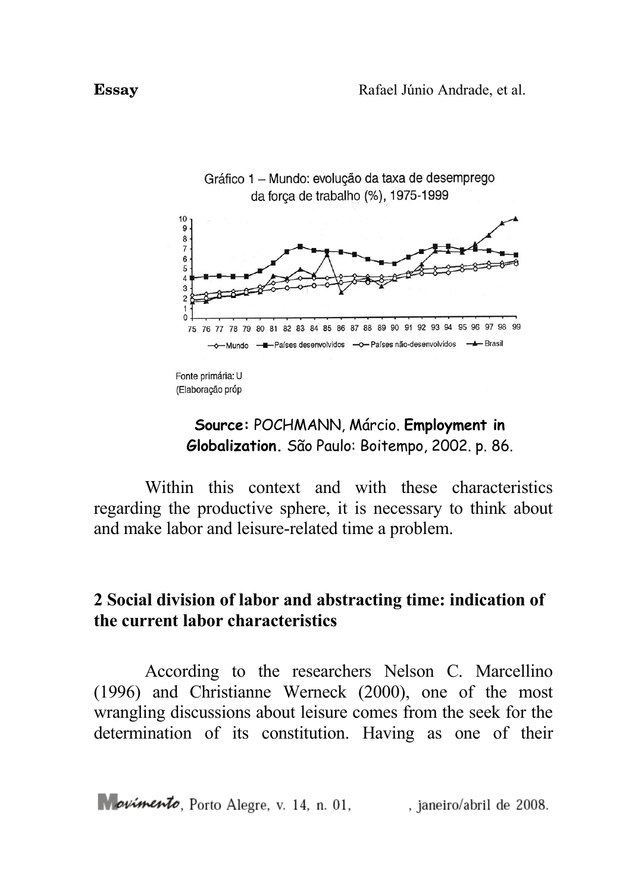Gráfico 1 – Mundo: evolução da taxa de desemprego da força de trabalho (%), 1975-1999

Fonte primária: U
(Elaboração próp

**Source:** POCHMANN, Márcio. **Employment in Globalization.** São Paulo: Boitempo, 2002. p. 86.

Within this context and with these characteristics regarding the productive sphere, it is necessary to think about and make labor and leisure-related time a problem.

## 2 Social division of labor and abstracting time: indication of the current labor characteristics

According to the researchers Nelson C. Marcellino (1996) and Christianne Werneck (2000), one of the most wrangling discussions about leisure comes from the seek for the determination of its constitution. Having as one of their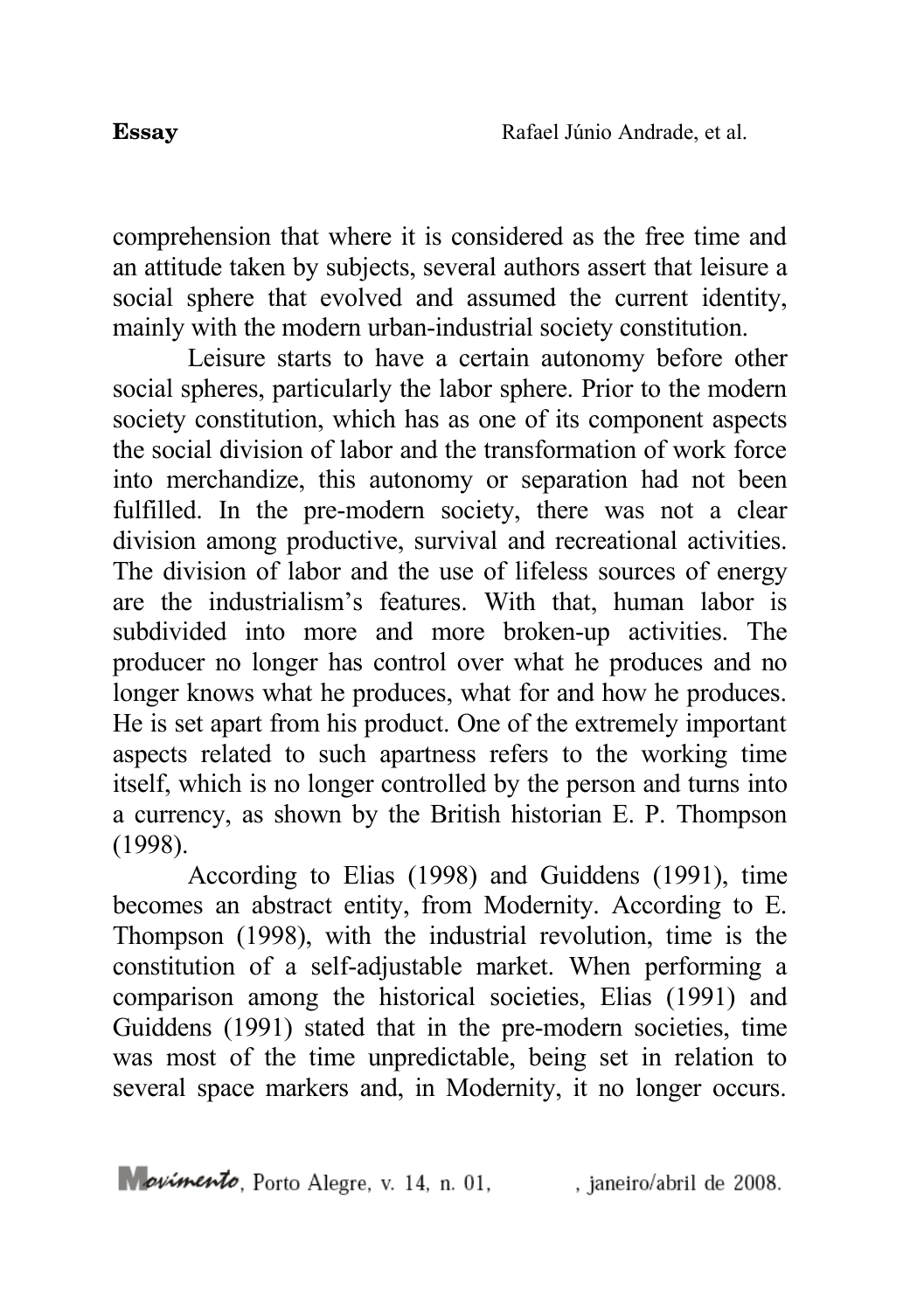comprehension that where it is considered as the free time and an attitude taken by subjects, several authors assert that leisure a social sphere that evolved and assumed the current identity, mainly with the modern urban-industrial society constitution.

Leisure starts to have a certain autonomy before other social spheres, particularly the labor sphere. Prior to the modern society constitution, which has as one of its component aspects the social division of labor and the transformation of work force into merchandize, this autonomy or separation had not been fulfilled. In the pre-modern society, there was not a clear division among productive, survival and recreational activities. The division of labor and the use of lifeless sources of energy are the industrialism's features. With that, human labor is subdivided into more and more broken-up activities. The producer no longer has control over what he produces and no longer knows what he produces, what for and how he produces. He is set apart from his product. One of the extremely important aspects related to such apartness refers to the working time itself, which is no longer controlled by the person and turns into a currency, as shown by the British historian E. P. Thompson (1998).

According to Elias (1998) and Guiddens (1991), time becomes an abstract entity, from Modernity. According to E. Thompson (1998), with the industrial revolution, time is the constitution of a self-adjustable market. When performing a comparison among the historical societies, Elias (1991) and Guiddens (1991) stated that in the pre-modern societies, time was most of the time unpredictable, being set in relation to several space markers and, in Modernity, it no longer occurs.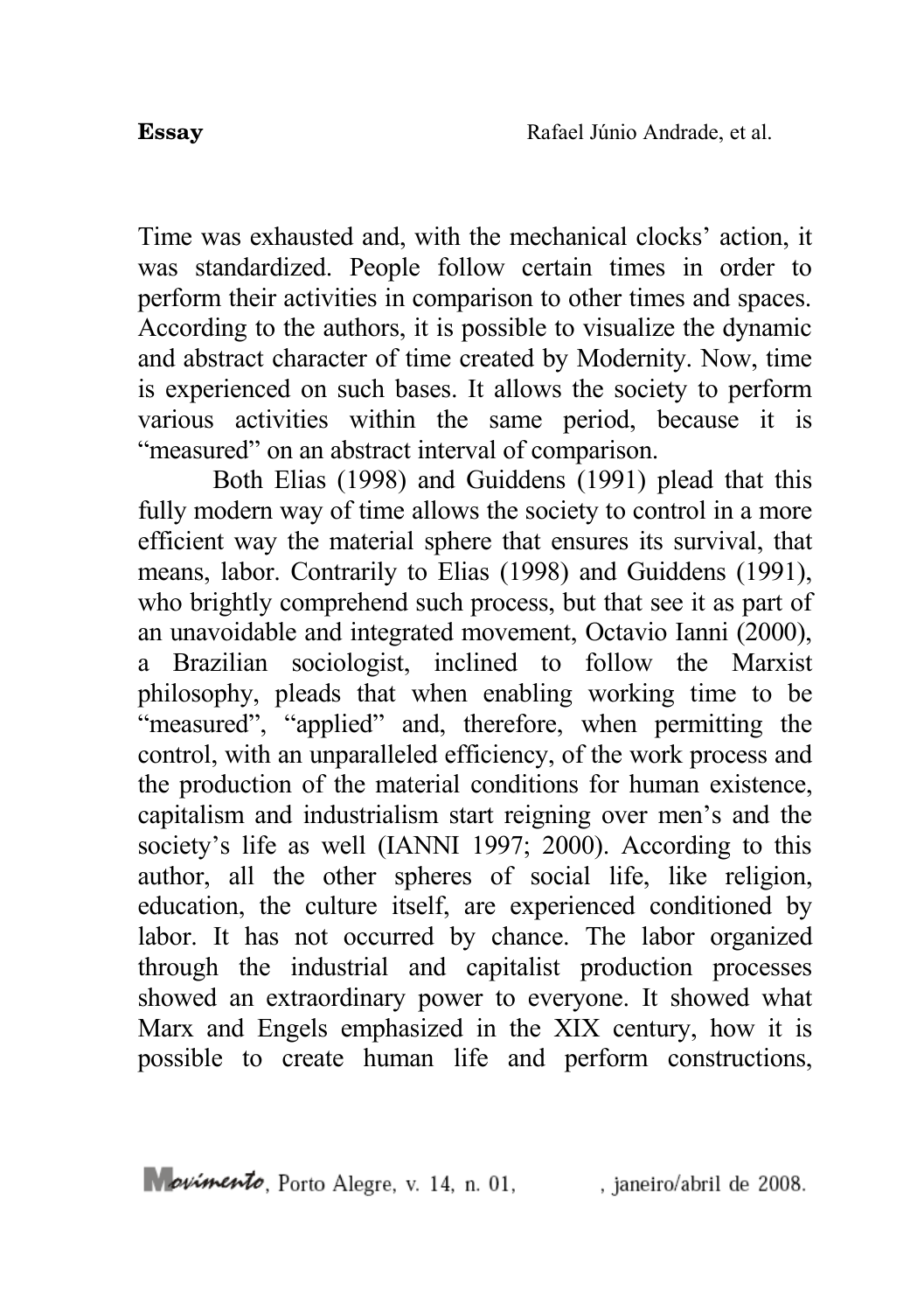Time was exhausted and, with the mechanical clocks' action, it was standardized. People follow certain times in order to perform their activities in comparison to other times and spaces. According to the authors, it is possible to visualize the dynamic and abstract character of time created by Modernity. Now, time is experienced on such bases. It allows the society to perform various activities within the same period, because it is "measured" on an abstract interval of comparison.

Both Elias (1998) and Guiddens (1991) plead that this fully modern way of time allows the society to control in a more efficient way the material sphere that ensures its survival, that means, labor. Contrarily to Elias (1998) and Guiddens (1991), who brightly comprehend such process, but that see it as part of an unavoidable and integrated movement, Octavio Ianni (2000), a Brazilian sociologist, inclined to follow the Marxist philosophy, pleads that when enabling working time to be "measured", "applied" and, therefore, when permitting the control, with an unparalleled efficiency, of the work process and the production of the material conditions for human existence, capitalism and industrialism start reigning over men's and the society's life as well (IANNI 1997; 2000). According to this author, all the other spheres of social life, like religion, education, the culture itself, are experienced conditioned by labor. It has not occurred by chance. The labor organized through the industrial and capitalist production processes showed an extraordinary power to everyone. It showed what Marx and Engels emphasized in the XIX century, how it is possible to create human life and perform constructions,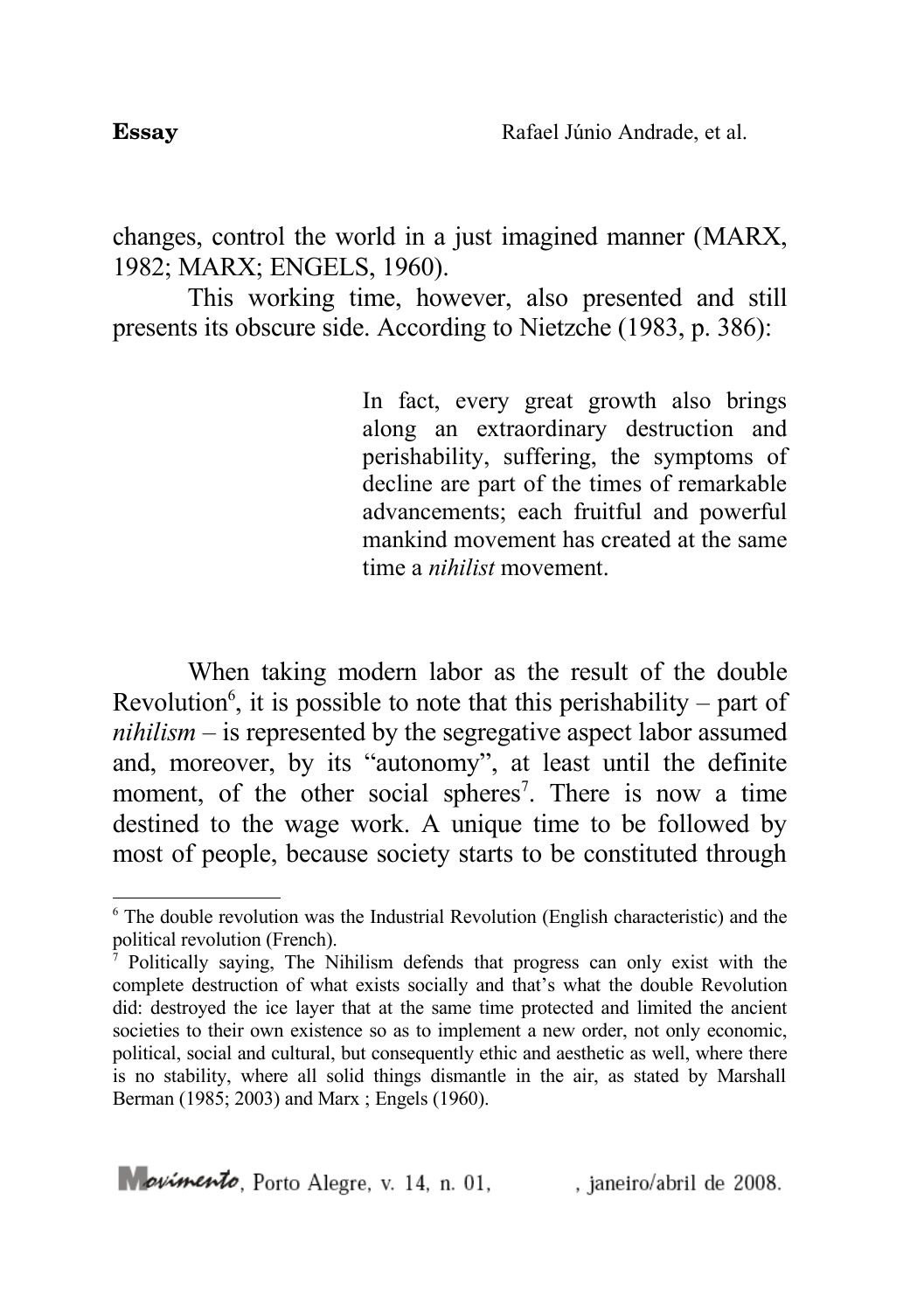changes, control the world in a just imagined manner (MARX, 1982; MARX; ENGELS, 1960).

This working time, however, also presented and still presents its obscure side. According to Nietzche (1983, p. 386):

> In fact, every great growth also brings along an extraordinary destruction and perishability, suffering, the symptoms of decline are part of the times of remarkable advancements; each fruitful and powerful mankind movement has created at the same time a *nihilist* movement.

When taking modern labor as the result of the double Revolution[6], it is possible to note that this perishability – part of *nihilism* – is represented by the segregative aspect labor assumed and, moreover, by its "autonomy", at least until the definite moment, of the other social spheres[7]. There is now a time destined to the wage work. A unique time to be followed by most of people, because society starts to be constituted through

---

[6] The double revolution was the Industrial Revolution (English characteristic) and the political revolution (French).

[7] Politically saying, The Nihilism defends that progress can only exist with the complete destruction of what exists socially and that's what the double Revolution did: destroyed the ice layer that at the same time protected and limited the ancient societies to their own existence so as to implement a new order, not only economic, political, social and cultural, but consequently ethic and aesthetic as well, where there is no stability, where all solid things dismantle in the air, as stated by Marshall Berman (1985; 2003) and Marx ; Engels (1960).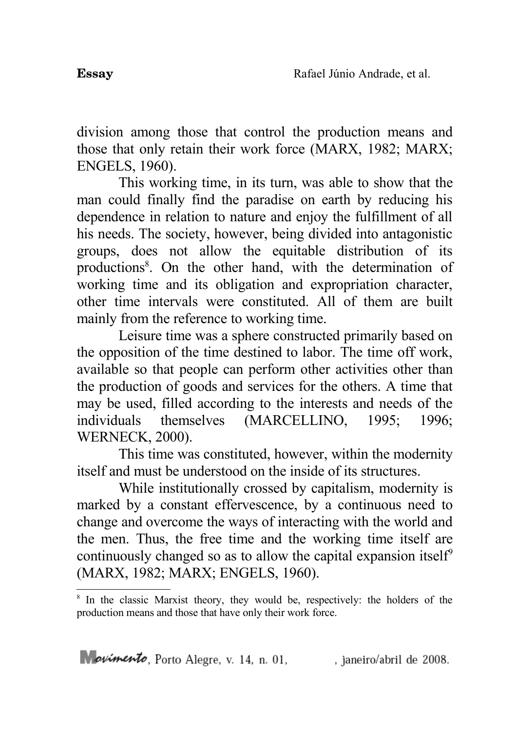division among those that control the production means and those that only retain their work force (MARX, 1982; MARX; ENGELS, 1960).

This working time, in its turn, was able to show that the man could finally find the paradise on earth by reducing his dependence in relation to nature and enjoy the fulfillment of all his needs. The society, however, being divided into antagonistic groups, does not allow the equitable distribution of its productions[8]. On the other hand, with the determination of working time and its obligation and expropriation character, other time intervals were constituted. All of them are built mainly from the reference to working time.

Leisure time was a sphere constructed primarily based on the opposition of the time destined to labor. The time off work, available so that people can perform other activities other than the production of goods and services for the others. A time that may be used, filled according to the interests and needs of the individuals themselves (MARCELLINO, 1995; 1996; WERNECK, 2000).

This time was constituted, however, within the modernity itself and must be understood on the inside of its structures.

While institutionally crossed by capitalism, modernity is marked by a constant effervescence, by a continuous need to change and overcome the ways of interacting with the world and the men. Thus, the free time and the working time itself are continuously changed so as to allow the capital expansion itself[9] (MARX, 1982; MARX; ENGELS, 1960).

---

[8] In the classic Marxist theory, they would be, respectively: the holders of the production means and those that have only their work force.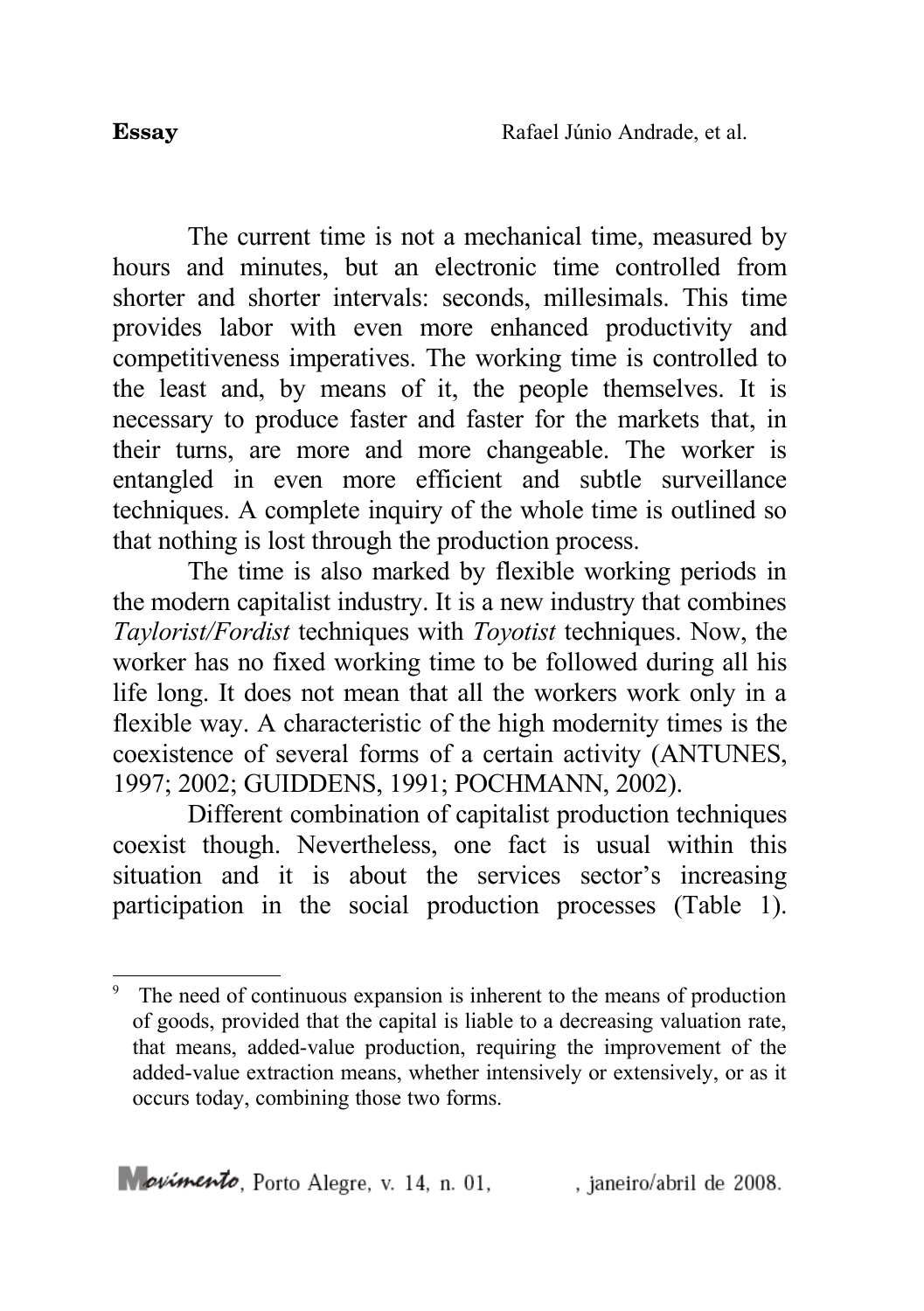The current time is not a mechanical time, measured by hours and minutes, but an electronic time controlled from shorter and shorter intervals: seconds, millesimals. This time provides labor with even more enhanced productivity and competitiveness imperatives. The working time is controlled to the least and, by means of it, the people themselves. It is necessary to produce faster and faster for the markets that, in their turns, are more and more changeable. The worker is entangled in even more efficient and subtle surveillance techniques. A complete inquiry of the whole time is outlined so that nothing is lost through the production process.

The time is also marked by flexible working periods in the modern capitalist industry. It is a new industry that combines *Taylorist/Fordist* techniques with *Toyotist* techniques. Now, the worker has no fixed working time to be followed during all his life long. It does not mean that all the workers work only in a flexible way. A characteristic of the high modernity times is the coexistence of several forms of a certain activity (ANTUNES, 1997; 2002; GUIDDENS, 1991; POCHMANN, 2002).

Different combination of capitalist production techniques coexist though. Nevertheless, one fact is usual within this situation and it is about the services sector's increasing participation in the social production processes (Table 1).

---

[9] The need of continuous expansion is inherent to the means of production of goods, provided that the capital is liable to a decreasing valuation rate, that means, added-value production, requiring the improvement of the added-value extraction means, whether intensively or extensively, or as it occurs today, combining those two forms.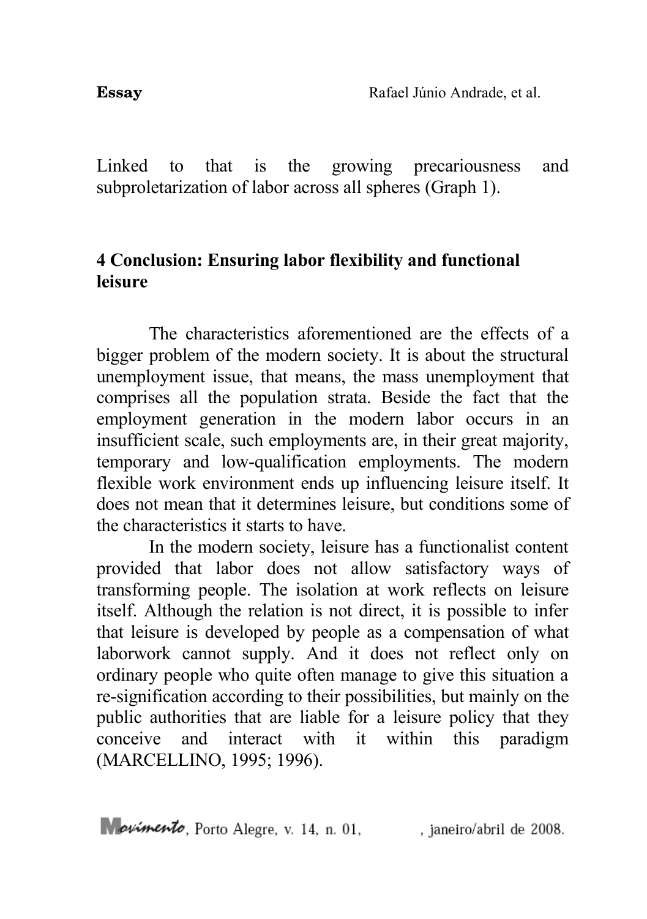Linked to that is the growing precariousness and subproletarization of labor across all spheres (Graph 1).

## 4 Conclusion: Ensuring labor flexibility and functional leisure

The characteristics aforementioned are the effects of a bigger problem of the modern society. It is about the structural unemployment issue, that means, the mass unemployment that comprises all the population strata. Beside the fact that the employment generation in the modern labor occurs in an insufficient scale, such employments are, in their great majority, temporary and low-qualification employments. The modern flexible work environment ends up influencing leisure itself. It does not mean that it determines leisure, but conditions some of the characteristics it starts to have.

In the modern society, leisure has a functionalist content provided that labor does not allow satisfactory ways of transforming people. The isolation at work reflects on leisure itself. Although the relation is not direct, it is possible to infer that leisure is developed by people as a compensation of what laborwork cannot supply. And it does not reflect only on ordinary people who quite often manage to give this situation a re-signification according to their possibilities, but mainly on the public authorities that are liable for a leisure policy that they conceive and interact with it within this paradigm (MARCELLINO, 1995; 1996).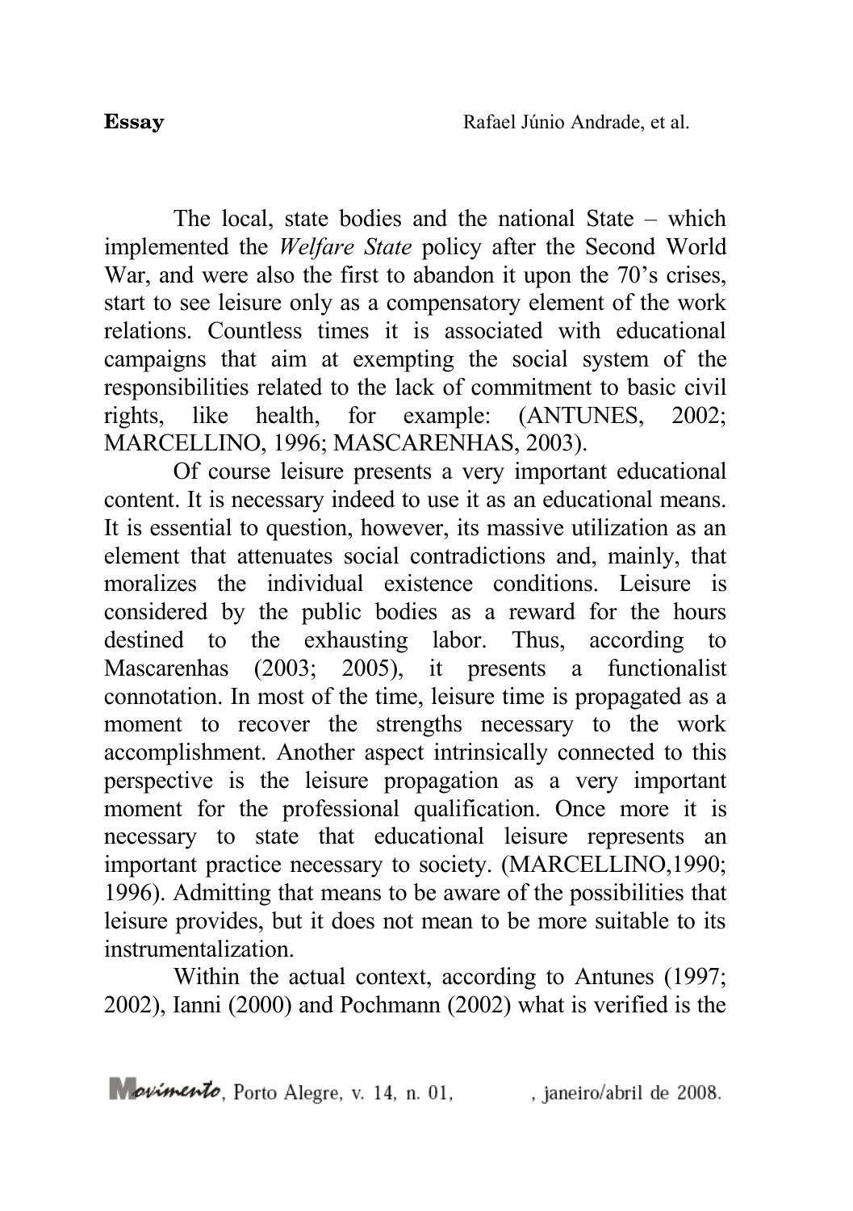The local, state bodies and the national State – which implemented the *Welfare State* policy after the Second World War, and were also the first to abandon it upon the 70's crises, start to see leisure only as a compensatory element of the work relations. Countless times it is associated with educational campaigns that aim at exempting the social system of the responsibilities related to the lack of commitment to basic civil rights, like health, for example: (ANTUNES, 2002; MARCELLINO, 1996; MASCARENHAS, 2003).

Of course leisure presents a very important educational content. It is necessary indeed to use it as an educational means. It is essential to question, however, its massive utilization as an element that attenuates social contradictions and, mainly, that moralizes the individual existence conditions. Leisure is considered by the public bodies as a reward for the hours destined to the exhausting labor. Thus, according to Mascarenhas (2003; 2005), it presents a functionalist connotation. In most of the time, leisure time is propagated as a moment to recover the strengths necessary to the work accomplishment. Another aspect intrinsically connected to this perspective is the leisure propagation as a very important moment for the professional qualification. Once more it is necessary to state that educational leisure represents an important practice necessary to society. (MARCELLINO,1990; 1996). Admitting that means to be aware of the possibilities that leisure provides, but it does not mean to be more suitable to its instrumentalization.

Within the actual context, according to Antunes (1997; 2002), Ianni (2000) and Pochmann (2002) what is verified is the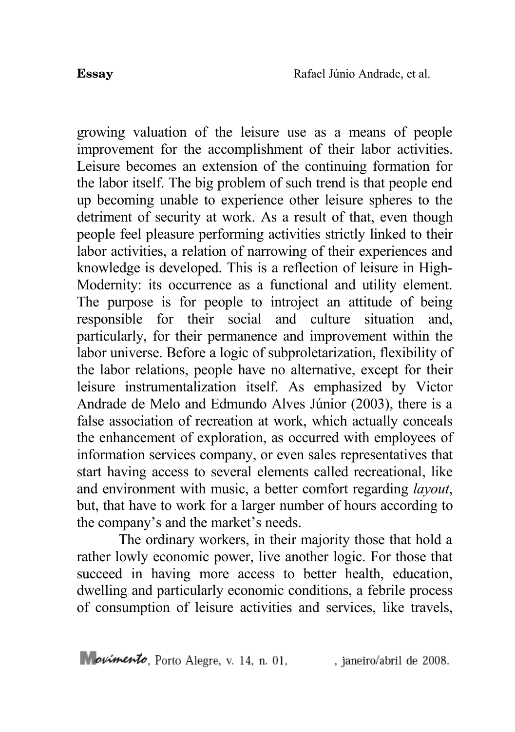growing valuation of the leisure use as a means of people improvement for the accomplishment of their labor activities. Leisure becomes an extension of the continuing formation for the labor itself. The big problem of such trend is that people end up becoming unable to experience other leisure spheres to the detriment of security at work. As a result of that, even though people feel pleasure performing activities strictly linked to their labor activities, a relation of narrowing of their experiences and knowledge is developed. This is a reflection of leisure in High-Modernity: its occurrence as a functional and utility element. The purpose is for people to introject an attitude of being responsible for their social and culture situation and, particularly, for their permanence and improvement within the labor universe. Before a logic of subproletarization, flexibility of the labor relations, people have no alternative, except for their leisure instrumentalization itself. As emphasized by Victor Andrade de Melo and Edmundo Alves Júnior (2003), there is a false association of recreation at work, which actually conceals the enhancement of exploration, as occurred with employees of information services company, or even sales representatives that start having access to several elements called recreational, like and environment with music, a better comfort regarding *layout*, but, that have to work for a larger number of hours according to the company's and the market's needs.

The ordinary workers, in their majority those that hold a rather lowly economic power, live another logic. For those that succeed in having more access to better health, education, dwelling and particularly economic conditions, a febrile process of consumption of leisure activities and services, like travels,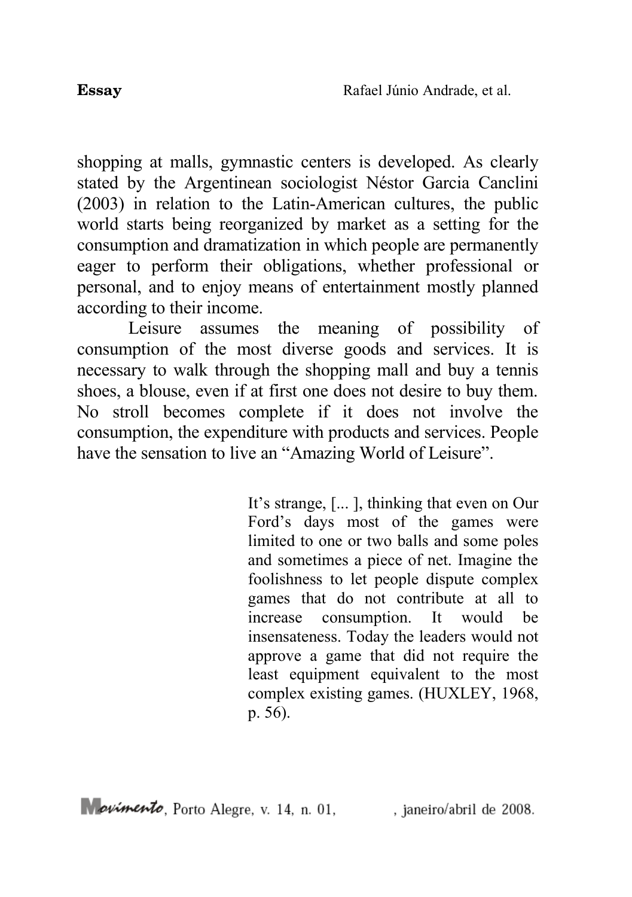shopping at malls, gymnastic centers is developed. As clearly stated by the Argentinean sociologist Néstor Garcia Canclini (2003) in relation to the Latin-American cultures, the public world starts being reorganized by market as a setting for the consumption and dramatization in which people are permanently eager to perform their obligations, whether professional or personal, and to enjoy means of entertainment mostly planned according to their income.

Leisure assumes the meaning of possibility of consumption of the most diverse goods and services. It is necessary to walk through the shopping mall and buy a tennis shoes, a blouse, even if at first one does not desire to buy them. No stroll becomes complete if it does not involve the consumption, the expenditure with products and services. People have the sensation to live an "Amazing World of Leisure".

> It's strange, [... ], thinking that even on Our Ford's days most of the games were limited to one or two balls and some poles and sometimes a piece of net. Imagine the foolishness to let people dispute complex games that do not contribute at all to increase consumption. It would be insensateness. Today the leaders would not approve a game that did not require the least equipment equivalent to the most complex existing games. (HUXLEY, 1968, p. 56).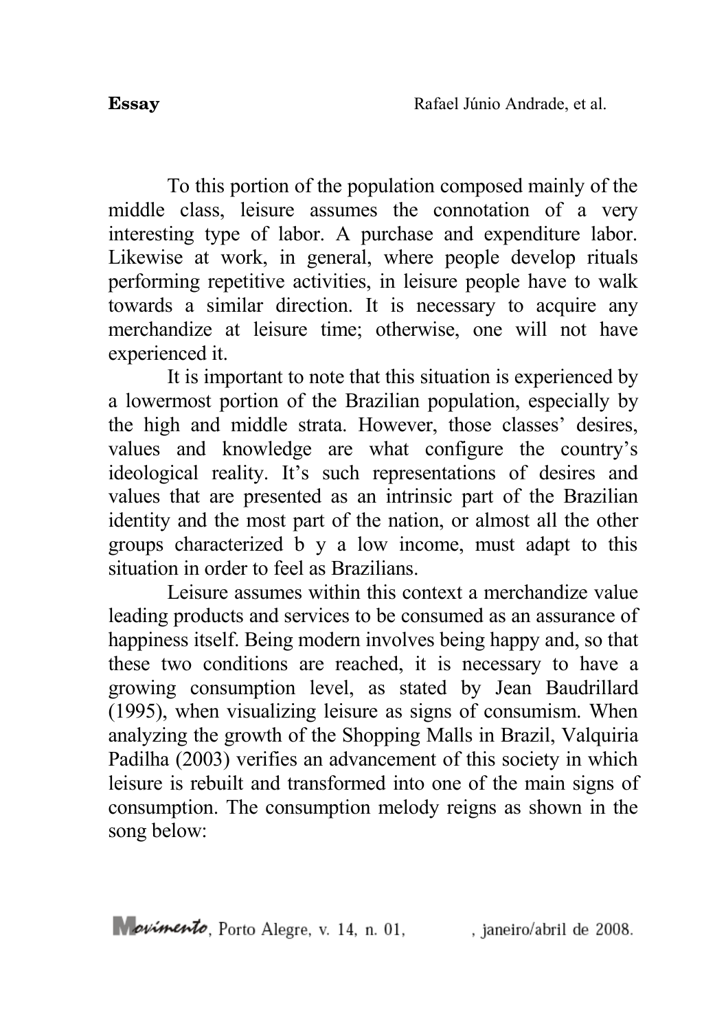To this portion of the population composed mainly of the middle class, leisure assumes the connotation of a very interesting type of labor. A purchase and expenditure labor. Likewise at work, in general, where people develop rituals performing repetitive activities, in leisure people have to walk towards a similar direction. It is necessary to acquire any merchandize at leisure time; otherwise, one will not have experienced it.

It is important to note that this situation is experienced by a lowermost portion of the Brazilian population, especially by the high and middle strata. However, those classes' desires, values and knowledge are what configure the country's ideological reality. It's such representations of desires and values that are presented as an intrinsic part of the Brazilian identity and the most part of the nation, or almost all the other groups characterized b y a low income, must adapt to this situation in order to feel as Brazilians.

Leisure assumes within this context a merchandize value leading products and services to be consumed as an assurance of happiness itself. Being modern involves being happy and, so that these two conditions are reached, it is necessary to have a growing consumption level, as stated by Jean Baudrillard (1995), when visualizing leisure as signs of consumism. When analyzing the growth of the Shopping Malls in Brazil, Valquiria Padilha (2003) verifies an advancement of this society in which leisure is rebuilt and transformed into one of the main signs of consumption. The consumption melody reigns as shown in the song below: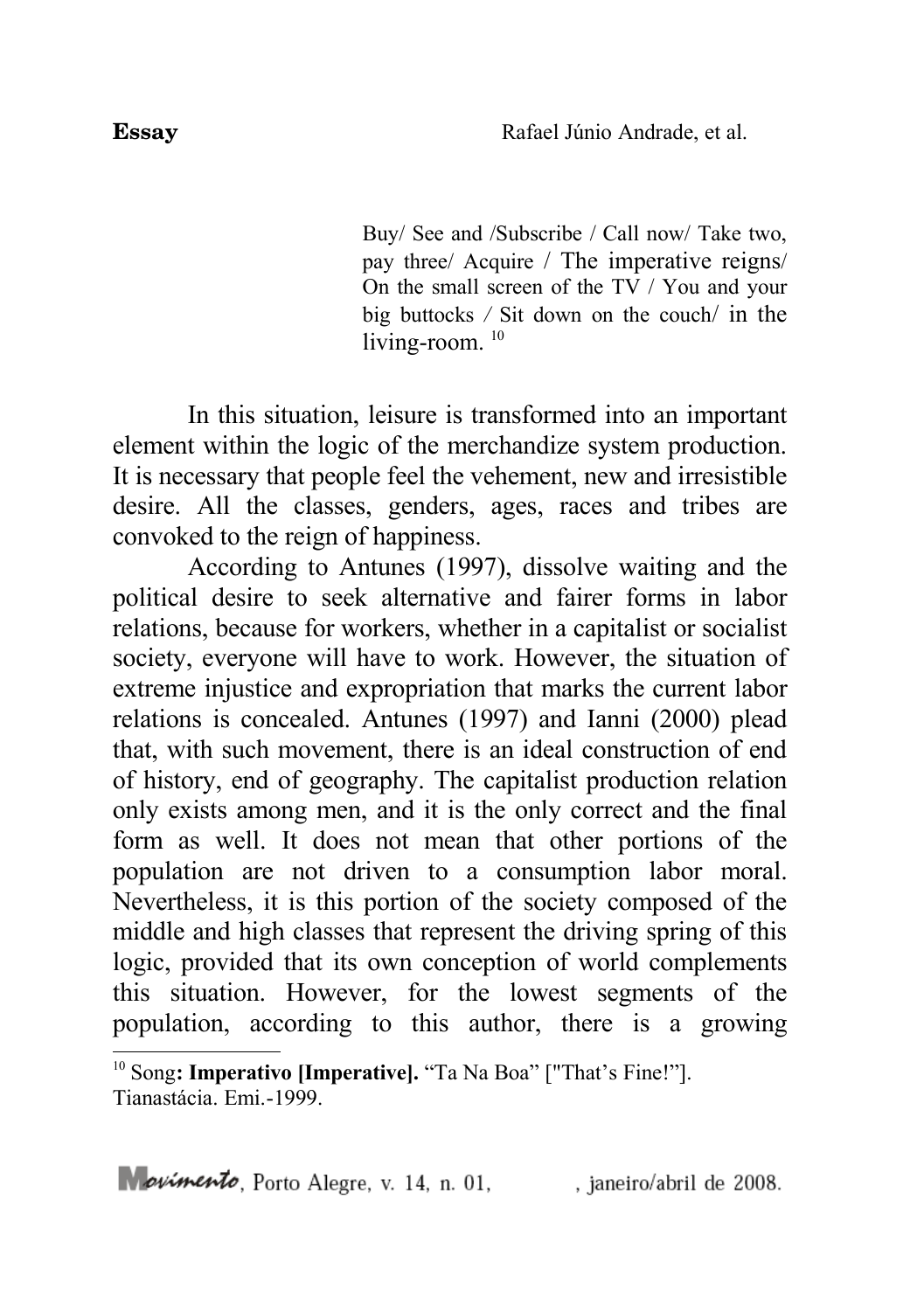> Buy/ See and /Subscribe / Call now/ Take two, pay three/ Acquire / The imperative reigns/ On the small screen of the TV / You and your big buttocks / Sit down on the couch/ in the living-room. [10]

In this situation, leisure is transformed into an important element within the logic of the merchandize system production. It is necessary that people feel the vehement, new and irresistible desire. All the classes, genders, ages, races and tribes are convoked to the reign of happiness.

According to Antunes (1997), dissolve waiting and the political desire to seek alternative and fairer forms in labor relations, because for workers, whether in a capitalist or socialist society, everyone will have to work. However, the situation of extreme injustice and expropriation that marks the current labor relations is concealed. Antunes (1997) and Ianni (2000) plead that, with such movement, there is an ideal construction of end of history, end of geography. The capitalist production relation only exists among men, and it is the only correct and the final form as well. It does not mean that other portions of the population are not driven to a consumption labor moral. Nevertheless, it is this portion of the society composed of the middle and high classes that represent the driving spring of this logic, provided that its own conception of world complements this situation. However, for the lowest segments of the population, according to this author, there is a growing

---

[10] Song**: Imperativo [Imperative].** "Ta Na Boa" ["That's Fine!"]. Tianastácia. Emi.-1999.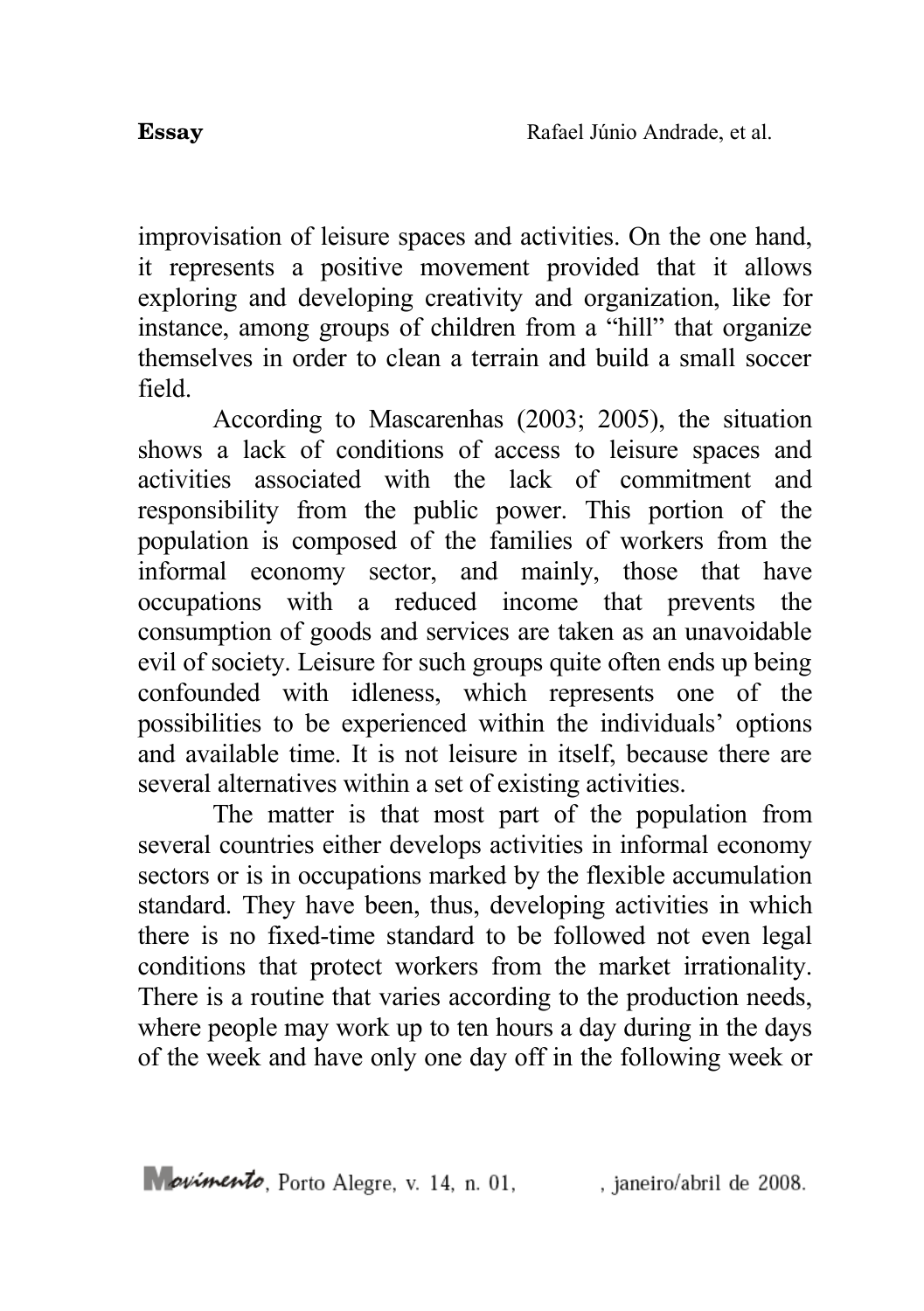improvisation of leisure spaces and activities. On the one hand, it represents a positive movement provided that it allows exploring and developing creativity and organization, like for instance, among groups of children from a "hill" that organize themselves in order to clean a terrain and build a small soccer field.

According to Mascarenhas (2003; 2005), the situation shows a lack of conditions of access to leisure spaces and activities associated with the lack of commitment and responsibility from the public power. This portion of the population is composed of the families of workers from the informal economy sector, and mainly, those that have occupations with a reduced income that prevents the consumption of goods and services are taken as an unavoidable evil of society. Leisure for such groups quite often ends up being confounded with idleness, which represents one of the possibilities to be experienced within the individuals' options and available time. It is not leisure in itself, because there are several alternatives within a set of existing activities.

The matter is that most part of the population from several countries either develops activities in informal economy sectors or is in occupations marked by the flexible accumulation standard. They have been, thus, developing activities in which there is no fixed-time standard to be followed not even legal conditions that protect workers from the market irrationality. There is a routine that varies according to the production needs, where people may work up to ten hours a day during in the days of the week and have only one day off in the following week or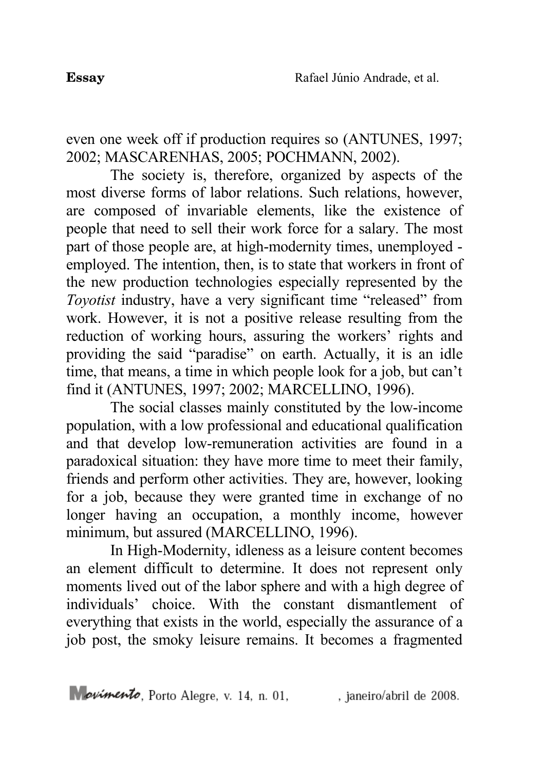even one week off if production requires so (ANTUNES, 1997; 2002; MASCARENHAS, 2005; POCHMANN, 2002).

The society is, therefore, organized by aspects of the most diverse forms of labor relations. Such relations, however, are composed of invariable elements, like the existence of people that need to sell their work force for a salary. The most part of those people are, at high-modernity times, unemployed - employed. The intention, then, is to state that workers in front of the new production technologies especially represented by the *Toyotist* industry, have a very significant time "released" from work. However, it is not a positive release resulting from the reduction of working hours, assuring the workers' rights and providing the said "paradise" on earth. Actually, it is an idle time, that means, a time in which people look for a job, but can't find it (ANTUNES, 1997; 2002; MARCELLINO, 1996).

The social classes mainly constituted by the low-income population, with a low professional and educational qualification and that develop low-remuneration activities are found in a paradoxical situation: they have more time to meet their family, friends and perform other activities. They are, however, looking for a job, because they were granted time in exchange of no longer having an occupation, a monthly income, however minimum, but assured (MARCELLINO, 1996).

In High-Modernity, idleness as a leisure content becomes an element difficult to determine. It does not represent only moments lived out of the labor sphere and with a high degree of individuals' choice. With the constant dismantlement of everything that exists in the world, especially the assurance of a job post, the smoky leisure remains. It becomes a fragmented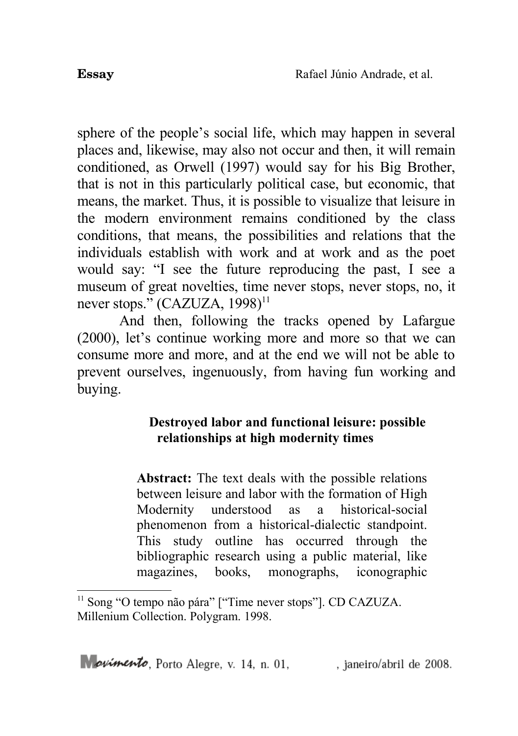sphere of the people's social life, which may happen in several places and, likewise, may also not occur and then, it will remain conditioned, as Orwell (1997) would say for his Big Brother, that is not in this particularly political case, but economic, that means, the market. Thus, it is possible to visualize that leisure in the modern environment remains conditioned by the class conditions, that means, the possibilities and relations that the individuals establish with work and at work and as the poet would say: "I see the future reproducing the past, I see a museum of great novelties, time never stops, never stops, no, it never stops." (CAZUZA, 1998)[11]

And then, following the tracks opened by Lafargue (2000), let's continue working more and more so that we can consume more and more, and at the end we will not be able to prevent ourselves, ingenuously, from having fun working and buying.

## Destroyed labor and functional leisure: possible relationships at high modernity times

**Abstract:** The text deals with the possible relations between leisure and labor with the formation of High Modernity understood as a historical-social phenomenon from a historical-dialectic standpoint. This study outline has occurred through the bibliographic research using a public material, like magazines, books, monographs, iconographic

[11] Song "O tempo não pára" ["Time never stops"]. CD CAZUZA. Millenium Collection. Polygram. 1998.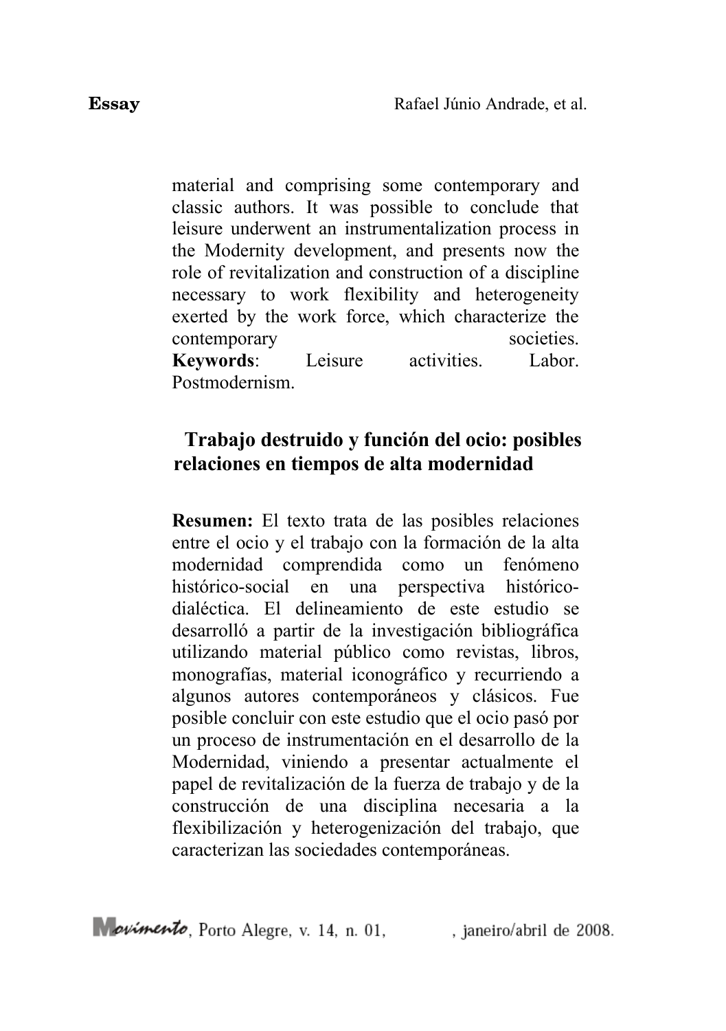material and comprising some contemporary and classic authors. It was possible to conclude that leisure underwent an instrumentalization process in the Modernity development, and presents now the role of revitalization and construction of a discipline necessary to work flexibility and heterogeneity exerted by the work force, which characterize the contemporary societies.
**Keywords**: Leisure activities. Labor. Postmodernism.

## Trabajo destruido y función del ocio: posibles relaciones en tiempos de alta modernidad

**Resumen:** El texto trata de las posibles relaciones entre el ocio y el trabajo con la formación de la alta modernidad comprendida como un fenómeno histórico-social en una perspectiva histórico-dialéctica. El delineamiento de este estudio se desarrolló a partir de la investigación bibliográfica utilizando material público como revistas, libros, monografías, material iconográfico y recurriendo a algunos autores contemporáneos y clásicos. Fue posible concluir con este estudio que el ocio pasó por un proceso de instrumentación en el desarrollo de la Modernidad, viniendo a presentar actualmente el papel de revitalización de la fuerza de trabajo y de la construcción de una disciplina necesaria a la flexibilización y heterogenización del trabajo, que caracterizan las sociedades contemporáneas.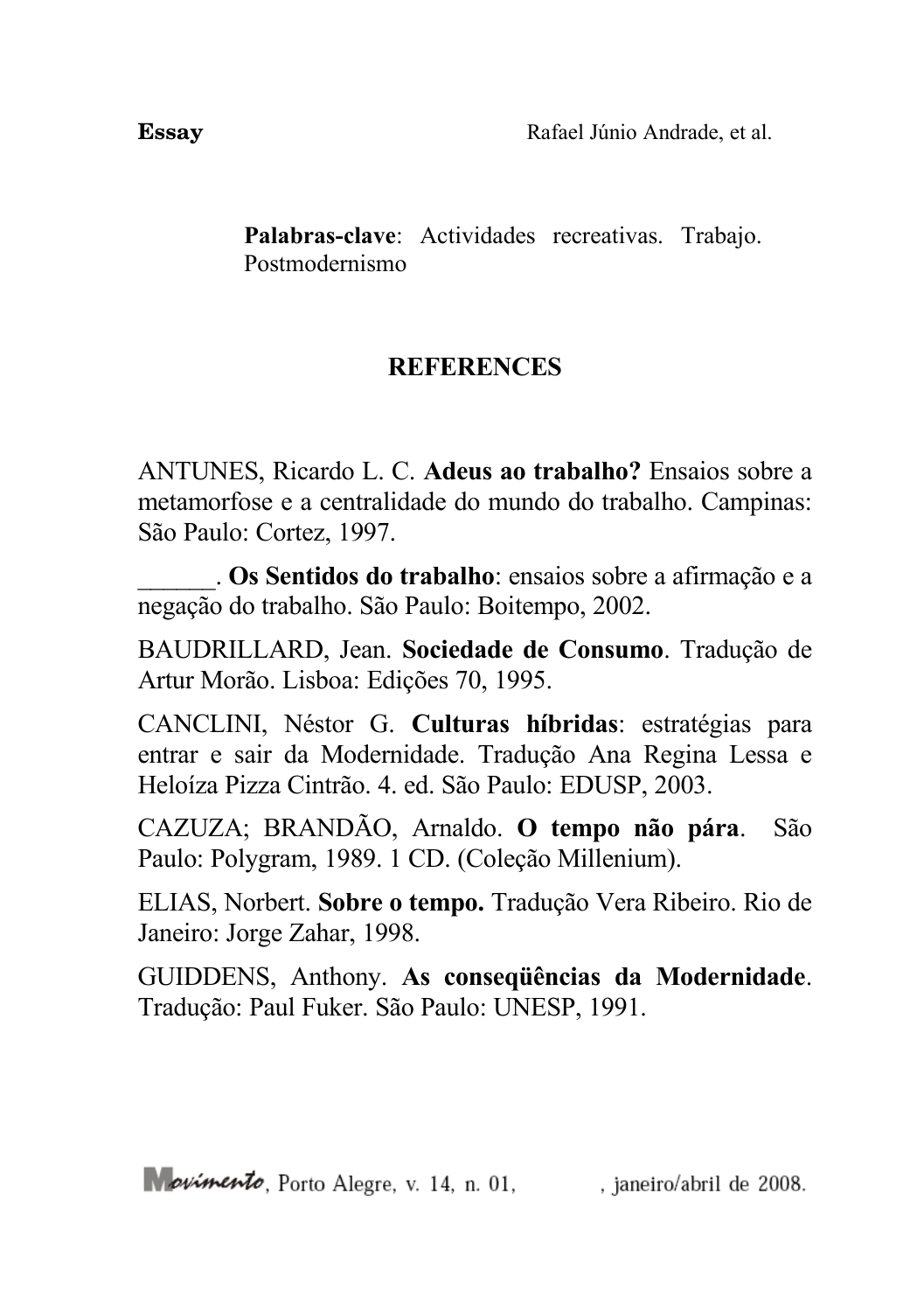**Palabras-clave**: Actividades recreativas. Trabajo. Postmodernismo

## REFERENCES

ANTUNES, Ricardo L. C. **Adeus ao trabalho?** Ensaios sobre a metamorfose e a centralidade do mundo do trabalho. Campinas: São Paulo: Cortez, 1997.

______. **Os Sentidos do trabalho**: ensaios sobre a afirmação e a negação do trabalho. São Paulo: Boitempo, 2002.

BAUDRILLARD, Jean. **Sociedade de Consumo**. Tradução de Artur Morão. Lisboa: Edições 70, 1995.

CANCLINI, Néstor G. **Culturas híbridas**: estratégias para entrar e sair da Modernidade. Tradução Ana Regina Lessa e Heloíza Pizza Cintrão. 4. ed. São Paulo: EDUSP, 2003.

CAZUZA; BRANDÃO, Arnaldo. **O tempo não pára**. São Paulo: Polygram, 1989. 1 CD. (Coleção Millenium).

ELIAS, Norbert. **Sobre o tempo.** Tradução Vera Ribeiro. Rio de Janeiro: Jorge Zahar, 1998.

GUIDDENS, Anthony. **As conseqüências da Modernidade**. Tradução: Paul Fuker. São Paulo: UNESP, 1991.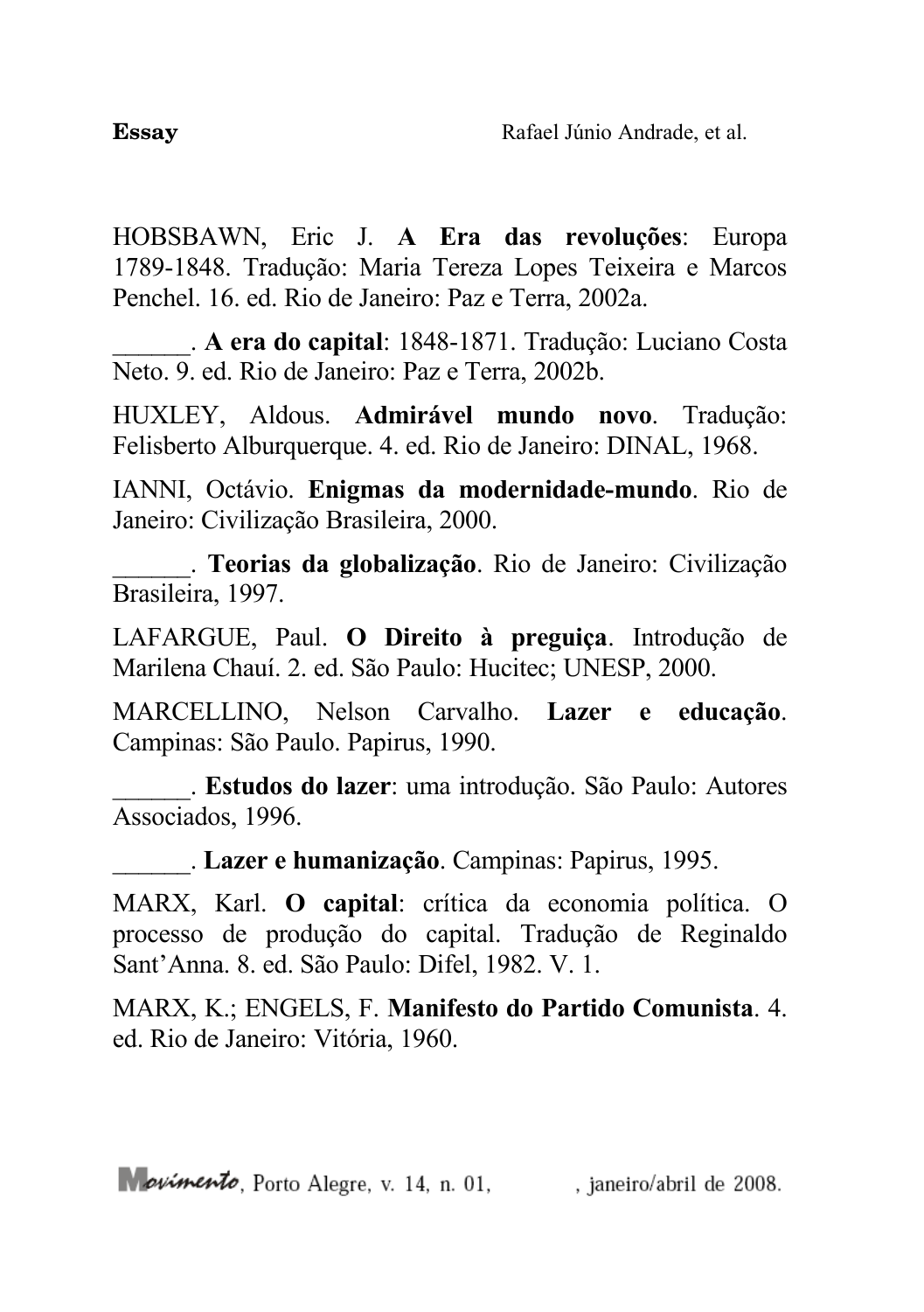HOBSBAWN, Eric J. **A Era das revoluções**: Europa 1789-1848. Tradução: Maria Tereza Lopes Teixeira e Marcos Penchel. 16. ed. Rio de Janeiro: Paz e Terra, 2002a.

______. **A era do capital**: 1848-1871. Tradução: Luciano Costa Neto. 9. ed. Rio de Janeiro: Paz e Terra, 2002b.

HUXLEY, Aldous. **Admirável mundo novo**. Tradução: Felisberto Alburquerque. 4. ed. Rio de Janeiro: DINAL, 1968.

IANNI, Octávio. **Enigmas da modernidade-mundo**. Rio de Janeiro: Civilização Brasileira, 2000.

______. **Teorias da globalização**. Rio de Janeiro: Civilização Brasileira, 1997.

LAFARGUE, Paul. **O Direito à preguiça**. Introdução de Marilena Chauí. 2. ed. São Paulo: Hucitec; UNESP, 2000.

MARCELLINO, Nelson Carvalho. **Lazer e educação**. Campinas: São Paulo. Papirus, 1990.

______. **Estudos do lazer**: uma introdução. São Paulo: Autores Associados, 1996.

______. **Lazer e humanização**. Campinas: Papirus, 1995.

MARX, Karl. **O capital**: crítica da economia política. O processo de produção do capital. Tradução de Reginaldo Sant'Anna. 8. ed. São Paulo: Difel, 1982. V. 1.

MARX, K.; ENGELS, F. **Manifesto do Partido Comunista**. 4. ed. Rio de Janeiro: Vitória, 1960.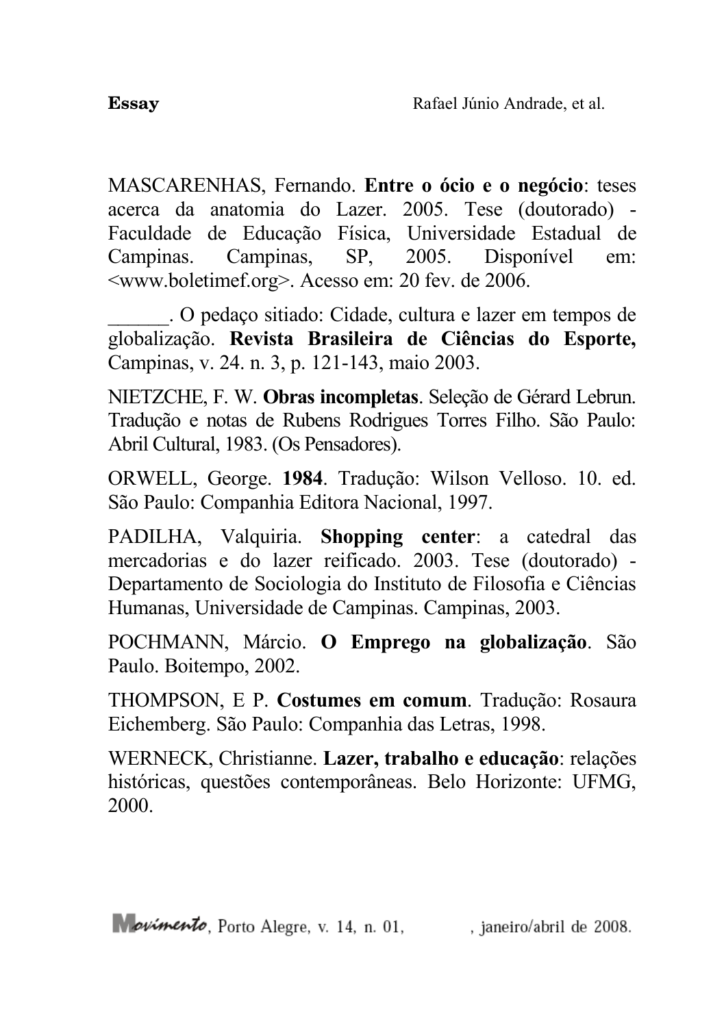MASCARENHAS, Fernando. **Entre o ócio e o negócio**: teses acerca da anatomia do Lazer. 2005. Tese (doutorado) - Faculdade de Educação Física, Universidade Estadual de Campinas. Campinas, SP, 2005. Disponível em: <www.boletimef.org>. Acesso em: 20 fev. de 2006.

______. O pedaço sitiado: Cidade, cultura e lazer em tempos de globalização. **Revista Brasileira de Ciências do Esporte,** Campinas, v. 24. n. 3, p. 121-143, maio 2003.

NIETZCHE, F. W. **Obras incompletas**. Seleção de Gérard Lebrun. Tradução e notas de Rubens Rodrigues Torres Filho. São Paulo: Abril Cultural, 1983. (Os Pensadores).

ORWELL, George. **1984**. Tradução: Wilson Velloso. 10. ed. São Paulo: Companhia Editora Nacional, 1997.

PADILHA, Valquiria. **Shopping center**: a catedral das mercadorias e do lazer reificado. 2003. Tese (doutorado) - Departamento de Sociologia do Instituto de Filosofia e Ciências Humanas, Universidade de Campinas. Campinas, 2003.

POCHMANN, Márcio. **O Emprego na globalização**. São Paulo. Boitempo, 2002.

THOMPSON, E P. **Costumes em comum**. Tradução: Rosaura Eichemberg. São Paulo: Companhia das Letras, 1998.

WERNECK, Christianne. **Lazer, trabalho e educação**: relações históricas, questões contemporâneas. Belo Horizonte: UFMG, 2000.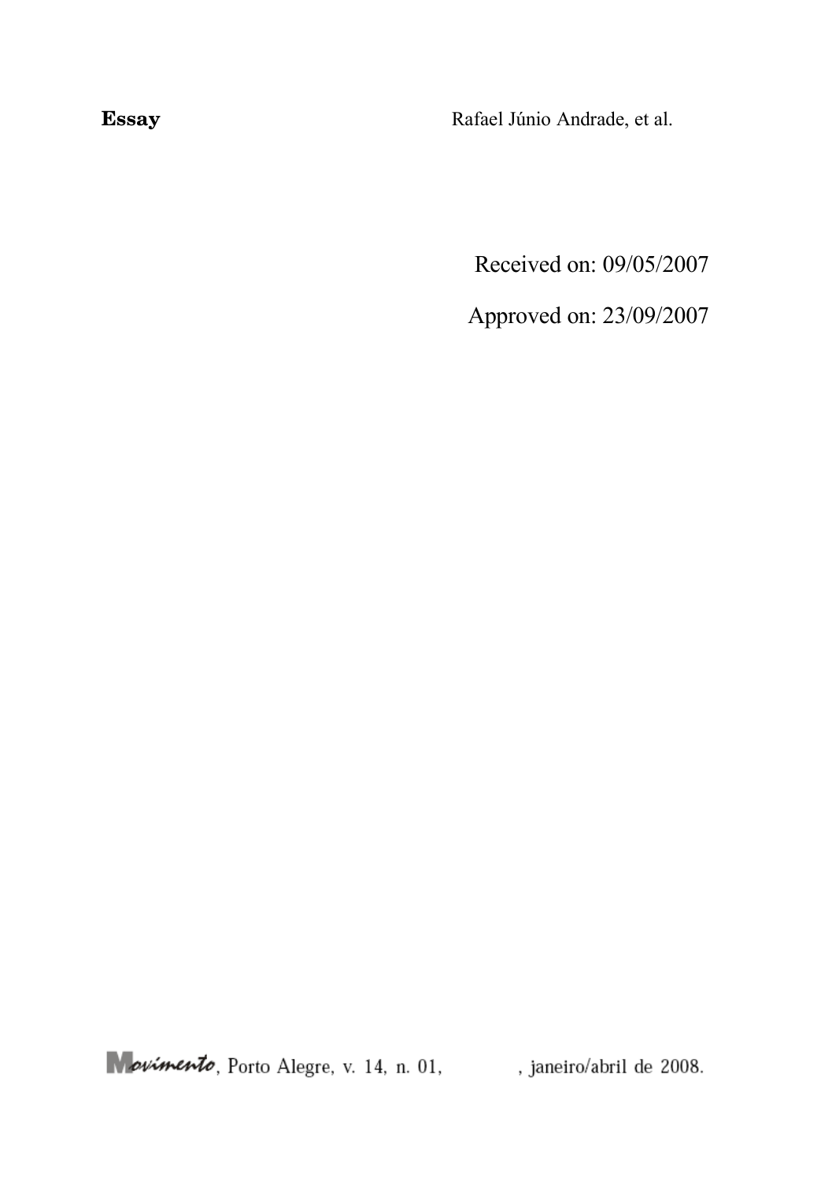Received on: 09/05/2007

Approved on: 23/09/2007